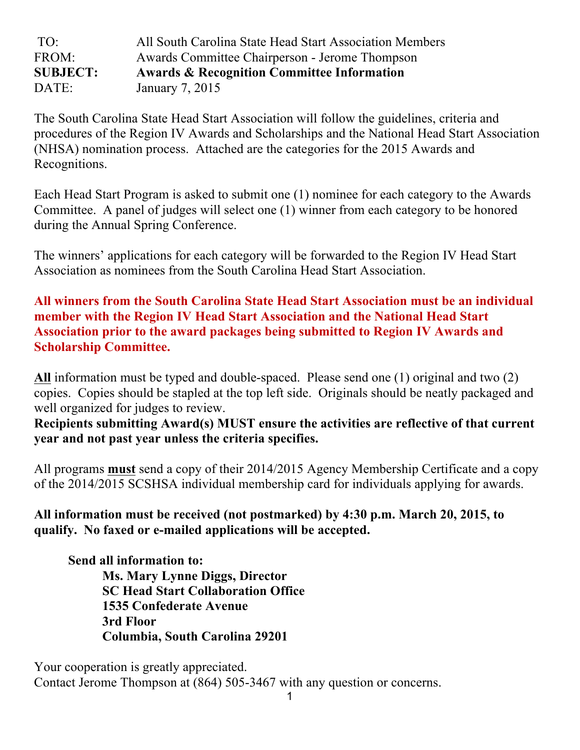TO: All South Carolina State Head Start Association Members
FROM: Awards Committee Chairperson - Jerome Thompson
**SUBJECT: Awards & Recognition Committee Information**
DATE: January 7, 2015

The South Carolina State Head Start Association will follow the guidelines, criteria and procedures of the Region IV Awards and Scholarships and the National Head Start Association (NHSA) nomination process. Attached are the categories for the 2015 Awards and Recognitions.

Each Head Start Program is asked to submit one (1) nominee for each category to the Awards Committee. A panel of judges will select one (1) winner from each category to be honored during the Annual Spring Conference.

The winners' applications for each category will be forwarded to the Region IV Head Start Association as nominees from the South Carolina Head Start Association.

**All winners from the South Carolina State Head Start Association must be an individual member with the Region IV Head Start Association and the National Head Start Association prior to the award packages being submitted to Region IV Awards and Scholarship Committee.**

**All** information must be typed and double-spaced. Please send one (1) original and two (2) copies. Copies should be stapled at the top left side. Originals should be neatly packaged and well organized for judges to review.

**Recipients submitting Award(s) MUST ensure the activities are reflective of that current year and not past year unless the criteria specifies.**

All programs **must** send a copy of their 2014/2015 Agency Membership Certificate and a copy of the 2014/2015 SCSHSA individual membership card for individuals applying for awards.

**All information must be received (not postmarked) by 4:30 p.m. March 20, 2015, to qualify. No faxed or e-mailed applications will be accepted.**

**Send all information to:**
**Ms. Mary Lynne Diggs, Director**
**SC Head Start Collaboration Office**
**1535 Confederate Avenue**
**3rd Floor**
**Columbia, South Carolina 29201**

Your cooperation is greatly appreciated.
Contact Jerome Thompson at (864) 505-3467 with any question or concerns.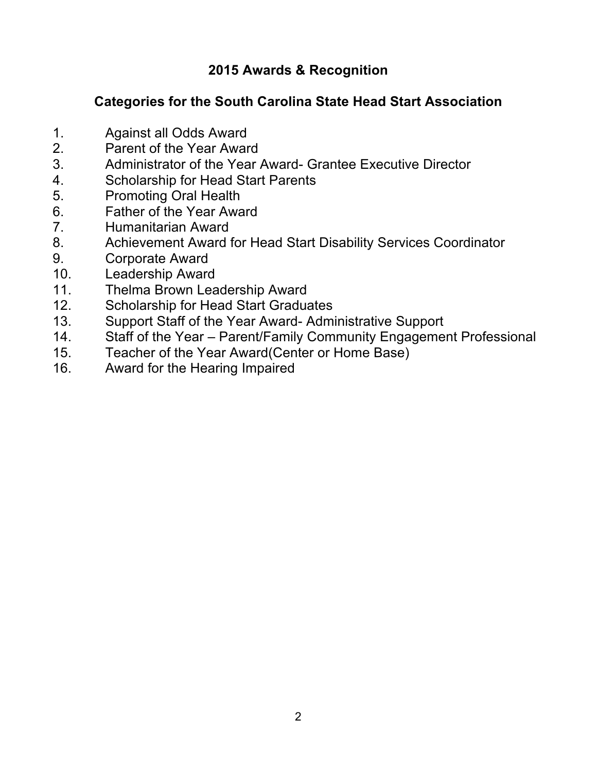## 2015 Awards & Recognition

## Categories for the South Carolina State Head Start Association

1. Against all Odds Award
2. Parent of the Year Award
3. Administrator of the Year Award- Grantee Executive Director
4. Scholarship for Head Start Parents
5. Promoting Oral Health
6. Father of the Year Award
7. Humanitarian Award
8. Achievement Award for Head Start Disability Services Coordinator
9. Corporate Award
10. Leadership Award
11. Thelma Brown Leadership Award
12. Scholarship for Head Start Graduates
13. Support Staff of the Year Award- Administrative Support
14. Staff of the Year – Parent/Family Community Engagement Professional
15. Teacher of the Year Award(Center or Home Base)
16. Award for the Hearing Impaired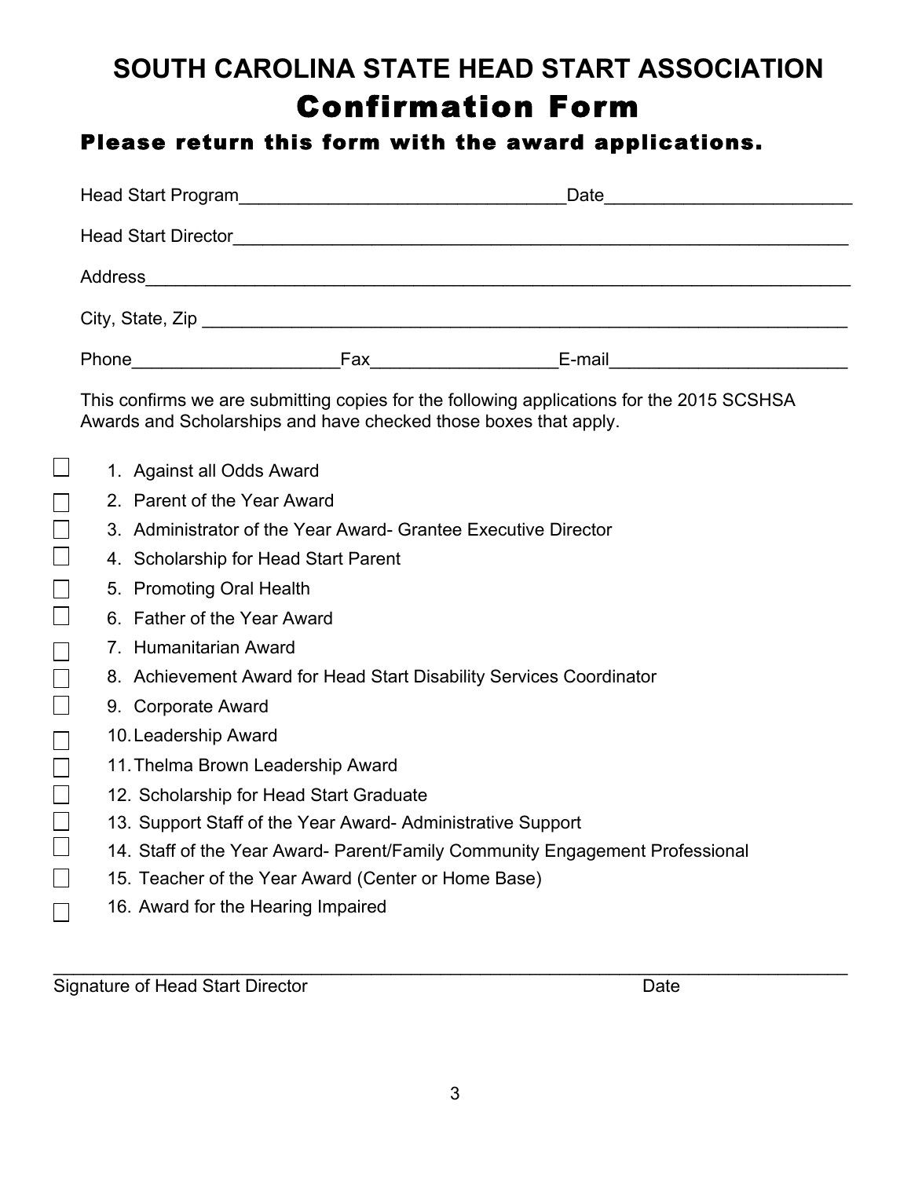# SOUTH CAROLINA STATE HEAD START ASSOCIATION

## Confirmation Form

### Please return this form with the award applications.

Head Start Program_________________________________Date________________________

Head Start Director______________________________________________________________

Address________________________________________________________________________

City, State, Zip _________________________________________________________________

Phone____________________Fax__________________E-mail________________________

This confirms we are submitting copies for the following applications for the 2015 SCSHSA Awards and Scholarships and have checked those boxes that apply.

- ☐ 1. Against all Odds Award
- ☐ 2. Parent of the Year Award
- ☐ 3. Administrator of the Year Award- Grantee Executive Director
- ☐ 4. Scholarship for Head Start Parent
- ☐ 5. Promoting Oral Health
- ☐ 6. Father of the Year Award
- ☐ 7. Humanitarian Award
- ☐ 8. Achievement Award for Head Start Disability Services Coordinator
- ☐ 9. Corporate Award
- ☐ 10. Leadership Award
- ☐ 11. Thelma Brown Leadership Award
- ☐ 12. Scholarship for Head Start Graduate
- ☐ 13. Support Staff of the Year Award- Administrative Support
- ☐ 14. Staff of the Year Award- Parent/Family Community Engagement Professional
- ☐ 15. Teacher of the Year Award (Center or Home Base)
- ☐ 16. Award for the Hearing Impaired

_______________________________________________________________________________

Signature of Head Start Director                                                                 Date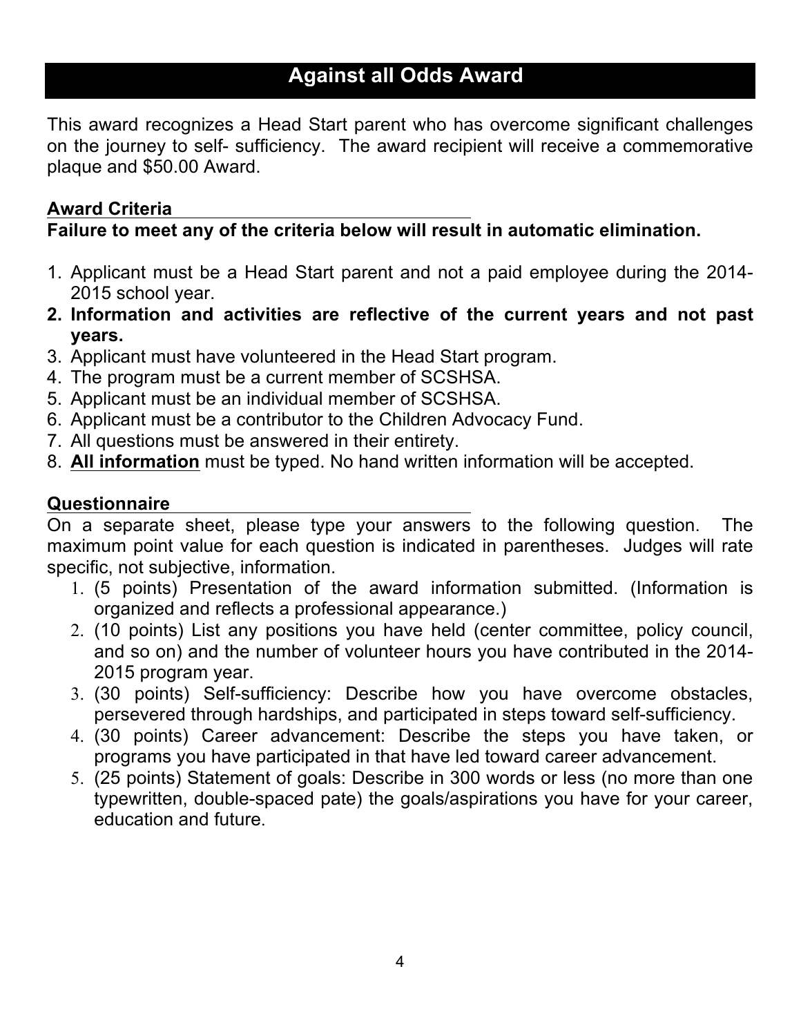# Against all Odds Award

This award recognizes a Head Start parent who has overcome significant challenges on the journey to self- sufficiency. The award recipient will receive a commemorative plaque and $50.00 Award.

**Award Criteria**

**Failure to meet any of the criteria below will result in automatic elimination.**

1. Applicant must be a Head Start parent and not a paid employee during the 2014-2015 school year.
2. **Information and activities are reflective of the current years and not past years.**
3. Applicant must have volunteered in the Head Start program.
4. The program must be a current member of SCSHSA.
5. Applicant must be an individual member of SCSHSA.
6. Applicant must be a contributor to the Children Advocacy Fund.
7. All questions must be answered in their entirety.
8. **All information** must be typed. No hand written information will be accepted.

**Questionnaire**

On a separate sheet, please type your answers to the following question. The maximum point value for each question is indicated in parentheses. Judges will rate specific, not subjective, information.

1. (5 points) Presentation of the award information submitted. (Information is organized and reflects a professional appearance.)
2. (10 points) List any positions you have held (center committee, policy council, and so on) and the number of volunteer hours you have contributed in the 2014-2015 program year.
3. (30 points) Self-sufficiency: Describe how you have overcome obstacles, persevered through hardships, and participated in steps toward self-sufficiency.
4. (30 points) Career advancement: Describe the steps you have taken, or programs you have participated in that have led toward career advancement.
5. (25 points) Statement of goals: Describe in 300 words or less (no more than one typewritten, double-spaced pate) the goals/aspirations you have for your career, education and future.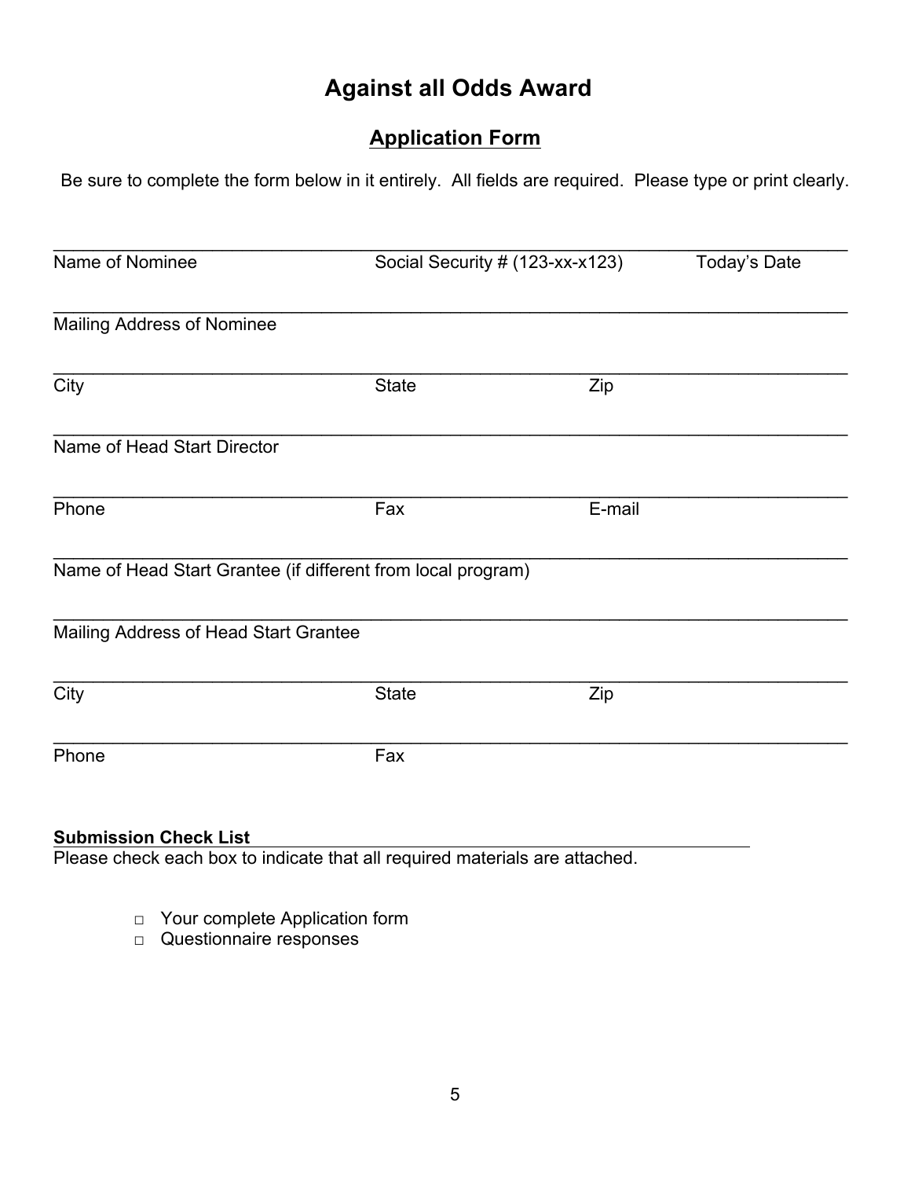# Against all Odds Award

## Application Form

Be sure to complete the form below in it entirely. All fields are required. Please type or print clearly.

\_\_\_\_\_\_\_\_\_\_\_\_\_\_\_\_\_\_\_\_\_\_\_\_\_\_\_\_\_\_\_\_\_\_\_\_\_\_\_\_\_\_\_\_\_\_\_\_\_\_\_\_\_\_\_\_\_\_\_\_\_\_\_\_\_\_\_\_\_\_\_\_\_\_
Name of Nominee                    Social Security # (123-xx-x123)                    Today's Date

\_\_\_\_\_\_\_\_\_\_\_\_\_\_\_\_\_\_\_\_\_\_\_\_\_\_\_\_\_\_\_\_\_\_\_\_\_\_\_\_\_\_\_\_\_\_\_\_\_\_\_\_\_\_\_\_\_\_\_\_\_\_\_\_\_\_\_\_\_\_\_\_\_\_
Mailing Address of Nominee

\_\_\_\_\_\_\_\_\_\_\_\_\_\_\_\_\_\_\_\_\_\_\_\_\_\_\_\_\_\_\_\_\_\_\_\_\_\_\_\_\_\_\_\_\_\_\_\_\_\_\_\_\_\_\_\_\_\_\_\_\_\_\_\_\_\_\_\_\_\_\_\_\_\_
City                    State                    Zip

\_\_\_\_\_\_\_\_\_\_\_\_\_\_\_\_\_\_\_\_\_\_\_\_\_\_\_\_\_\_\_\_\_\_\_\_\_\_\_\_\_\_\_\_\_\_\_\_\_\_\_\_\_\_\_\_\_\_\_\_\_\_\_\_\_\_\_\_\_\_\_\_\_\_
Name of Head Start Director

\_\_\_\_\_\_\_\_\_\_\_\_\_\_\_\_\_\_\_\_\_\_\_\_\_\_\_\_\_\_\_\_\_\_\_\_\_\_\_\_\_\_\_\_\_\_\_\_\_\_\_\_\_\_\_\_\_\_\_\_\_\_\_\_\_\_\_\_\_\_\_\_\_\_
Phone                    Fax                    E-mail

\_\_\_\_\_\_\_\_\_\_\_\_\_\_\_\_\_\_\_\_\_\_\_\_\_\_\_\_\_\_\_\_\_\_\_\_\_\_\_\_\_\_\_\_\_\_\_\_\_\_\_\_\_\_\_\_\_\_\_\_\_\_\_\_\_\_\_\_\_\_\_\_\_\_
Name of Head Start Grantee (if different from local program)

\_\_\_\_\_\_\_\_\_\_\_\_\_\_\_\_\_\_\_\_\_\_\_\_\_\_\_\_\_\_\_\_\_\_\_\_\_\_\_\_\_\_\_\_\_\_\_\_\_\_\_\_\_\_\_\_\_\_\_\_\_\_\_\_\_\_\_\_\_\_\_\_\_\_
Mailing Address of Head Start Grantee

\_\_\_\_\_\_\_\_\_\_\_\_\_\_\_\_\_\_\_\_\_\_\_\_\_\_\_\_\_\_\_\_\_\_\_\_\_\_\_\_\_\_\_\_\_\_\_\_\_\_\_\_\_\_\_\_\_\_\_\_\_\_\_\_\_\_\_\_\_\_\_\_\_\_
City                    State                    Zip

\_\_\_\_\_\_\_\_\_\_\_\_\_\_\_\_\_\_\_\_\_\_\_\_\_\_\_\_\_\_\_\_\_\_\_\_\_\_\_\_\_\_\_\_\_\_\_\_\_\_\_\_\_\_\_\_\_\_\_\_\_\_\_\_\_\_\_\_\_\_\_\_\_\_
Phone                    Fax

**Submission Check List**

Please check each box to indicate that all required materials are attached.

- ☐ Your complete Application form
- ☐ Questionnaire responses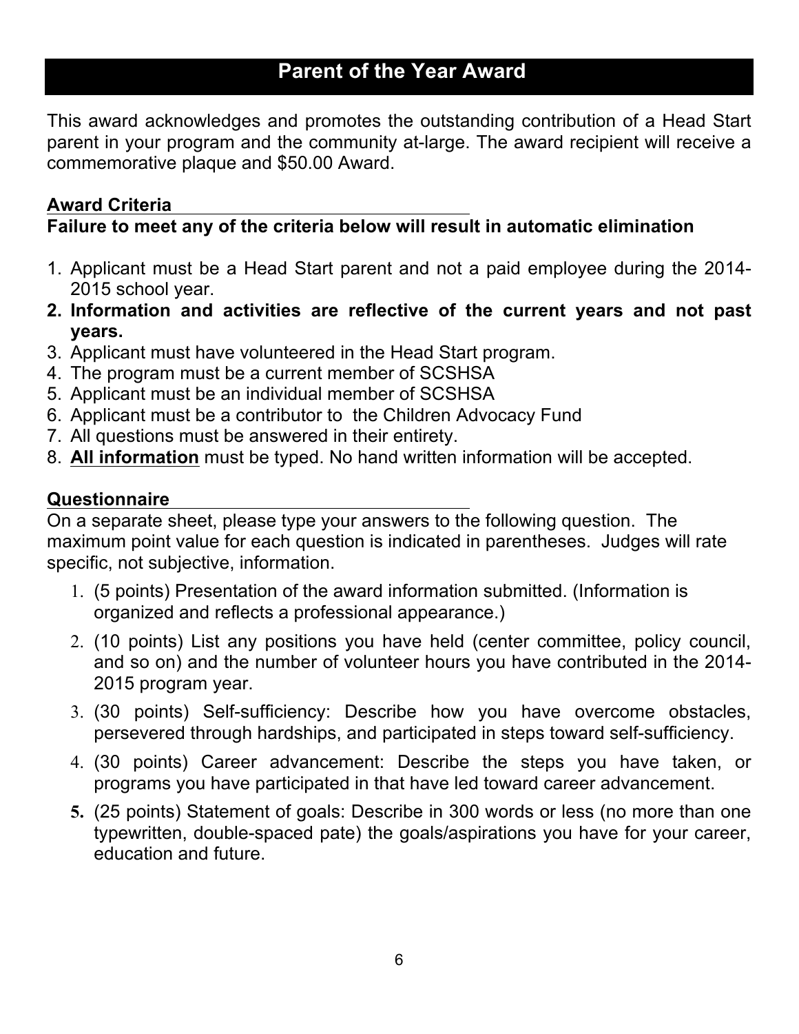# Parent of the Year Award

This award acknowledges and promotes the outstanding contribution of a Head Start parent in your program and the community at-large. The award recipient will receive a commemorative plaque and $50.00 Award.

**Award Criteria**

**Failure to meet any of the criteria below will result in automatic elimination**

1. Applicant must be a Head Start parent and not a paid employee during the 2014-2015 school year.
2. **Information and activities are reflective of the current years and not past years.**
3. Applicant must have volunteered in the Head Start program.
4. The program must be a current member of SCSHSA
5. Applicant must be an individual member of SCSHSA
6. Applicant must be a contributor to the Children Advocacy Fund
7. All questions must be answered in their entirety.
8. **All information** must be typed. No hand written information will be accepted.

**Questionnaire**

On a separate sheet, please type your answers to the following question. The maximum point value for each question is indicated in parentheses. Judges will rate specific, not subjective, information.

1. (5 points) Presentation of the award information submitted. (Information is organized and reflects a professional appearance.)
2. (10 points) List any positions you have held (center committee, policy council, and so on) and the number of volunteer hours you have contributed in the 2014-2015 program year.
3. (30 points) Self-sufficiency: Describe how you have overcome obstacles, persevered through hardships, and participated in steps toward self-sufficiency.
4. (30 points) Career advancement: Describe the steps you have taken, or programs you have participated in that have led toward career advancement.
5. (25 points) Statement of goals: Describe in 300 words or less (no more than one typewritten, double-spaced pate) the goals/aspirations you have for your career, education and future.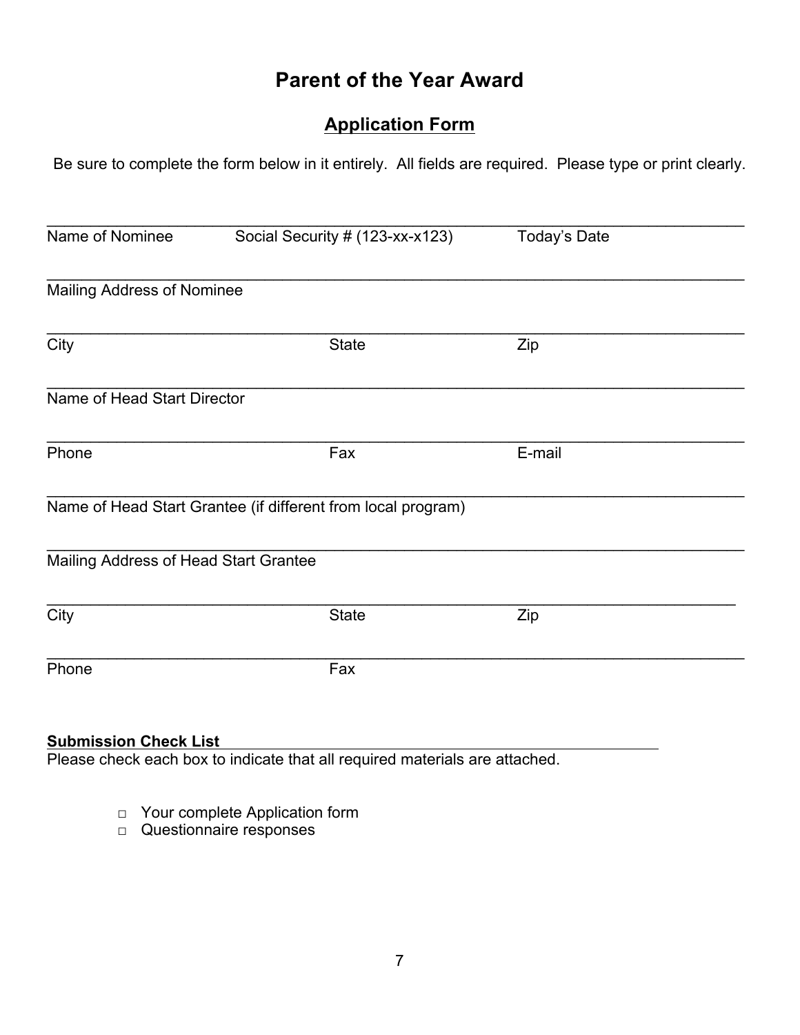# Parent of the Year Award

## Application Form

Be sure to complete the form below in it entirely. All fields are required. Please type or print clearly.

_______________________________________________________________________________
Name of Nominee Social Security # (123-xx-x123) Today's Date

_______________________________________________________________________________
Mailing Address of Nominee

_______________________________________________________________________________
City State Zip

_______________________________________________________________________________
Name of Head Start Director

_______________________________________________________________________________
Phone Fax E-mail

_______________________________________________________________________________
Name of Head Start Grantee (if different from local program)

_______________________________________________________________________________
Mailing Address of Head Start Grantee

_______________________________________________________________________________
City State Zip

_______________________________________________________________________________
Phone Fax

**Submission Check List**

Please check each box to indicate that all required materials are attached.

- □ Your complete Application form
- □ Questionnaire responses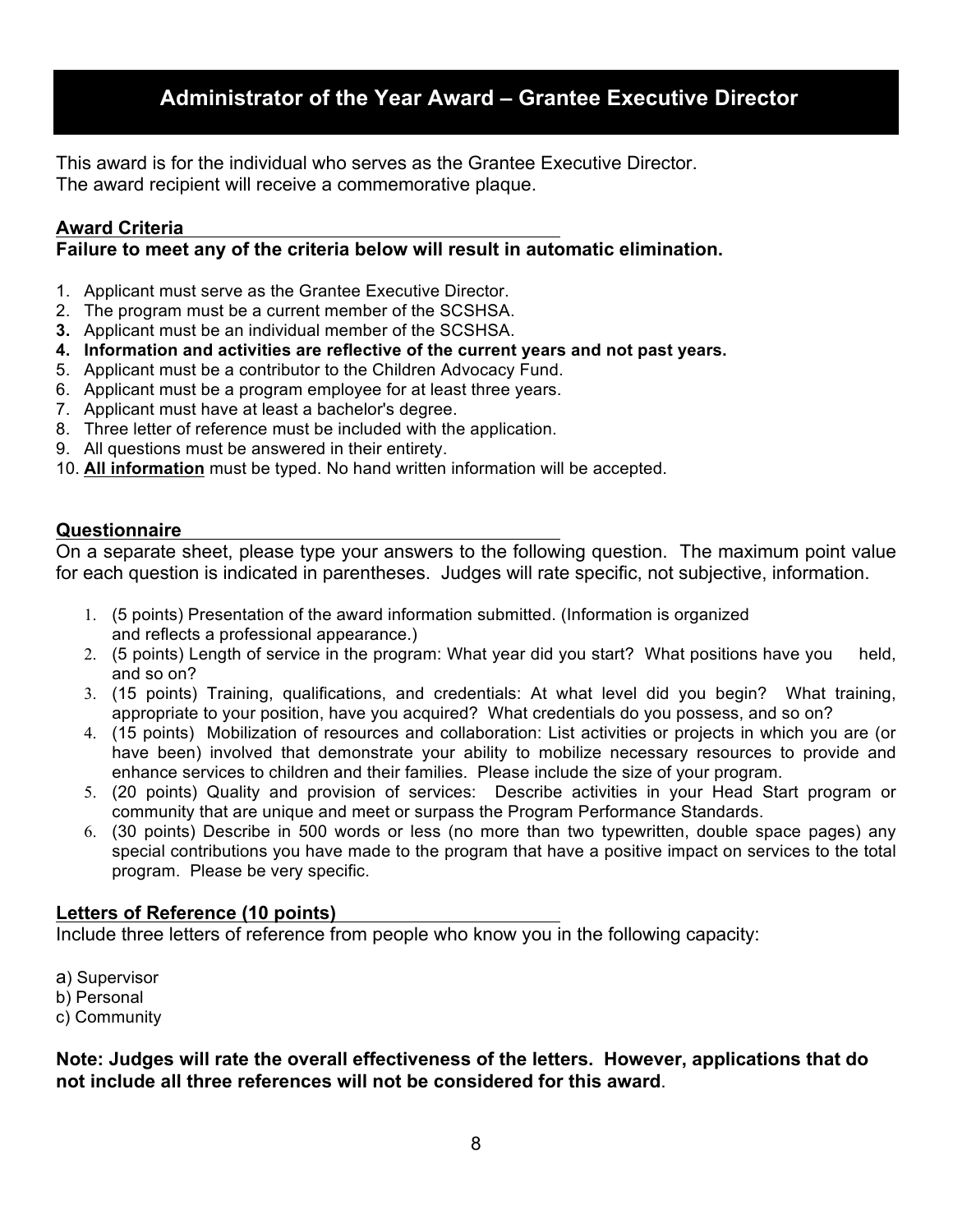## Administrator of the Year Award – Grantee Executive Director

This award is for the individual who serves as the Grantee Executive Director.
The award recipient will receive a commemorative plaque.

**Award Criteria**
**Failure to meet any of the criteria below will result in automatic elimination.**

1. Applicant must serve as the Grantee Executive Director.
2. The program must be a current member of the SCSHSA.
3. Applicant must be an individual member of the SCSHSA.
4. **Information and activities are reflective of the current years and not past years.**
5. Applicant must be a contributor to the Children Advocacy Fund.
6. Applicant must be a program employee for at least three years.
7. Applicant must have at least a bachelor's degree.
8. Three letter of reference must be included with the application.
9. All questions must be answered in their entirety.
10. **All information** must be typed. No hand written information will be accepted.

**Questionnaire**
On a separate sheet, please type your answers to the following question. The maximum point value for each question is indicated in parentheses. Judges will rate specific, not subjective, information.

1. (5 points) Presentation of the award information submitted. (Information is organized and reflects a professional appearance.)
2. (5 points) Length of service in the program: What year did you start? What positions have you held, and so on?
3. (15 points) Training, qualifications, and credentials: At what level did you begin? What training, appropriate to your position, have you acquired? What credentials do you possess, and so on?
4. (15 points) Mobilization of resources and collaboration: List activities or projects in which you are (or have been) involved that demonstrate your ability to mobilize necessary resources to provide and enhance services to children and their families. Please include the size of your program.
5. (20 points) Quality and provision of services: Describe activities in your Head Start program or community that are unique and meet or surpass the Program Performance Standards.
6. (30 points) Describe in 500 words or less (no more than two typewritten, double space pages) any special contributions you have made to the program that have a positive impact on services to the total program. Please be very specific.

**Letters of Reference (10 points)**
Include three letters of reference from people who know you in the following capacity:

a) Supervisor
b) Personal
c) Community

**Note: Judges will rate the overall effectiveness of the letters. However, applications that do not include all three references will not be considered for this award**.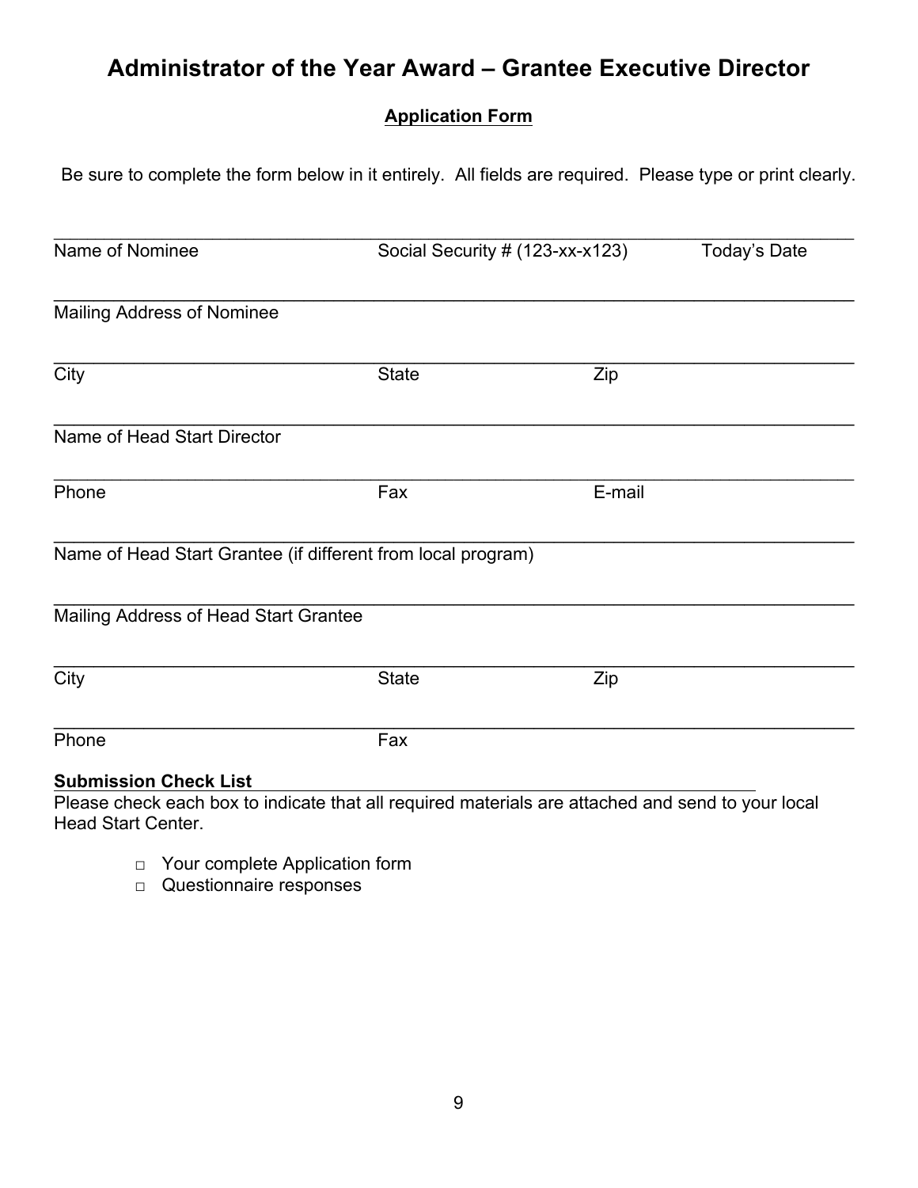# Administrator of the Year Award – Grantee Executive Director

**Application Form**

Be sure to complete the form below in it entirely. All fields are required. Please type or print clearly.

| Name of Nominee | Social Security # (123-xx-x123) | Today's Date |
|---|---|---|

Mailing Address of Nominee

| City | State | Zip |
|---|---|---|

Name of Head Start Director

| Phone | Fax | E-mail |
|---|---|---|

Name of Head Start Grantee (if different from local program)

Mailing Address of Head Start Grantee

| City | State | Zip |
|---|---|---|

| Phone | Fax |
|---|---|

**Submission Check List**

Please check each box to indicate that all required materials are attached and send to your local Head Start Center.

- □ Your complete Application form
- □ Questionnaire responses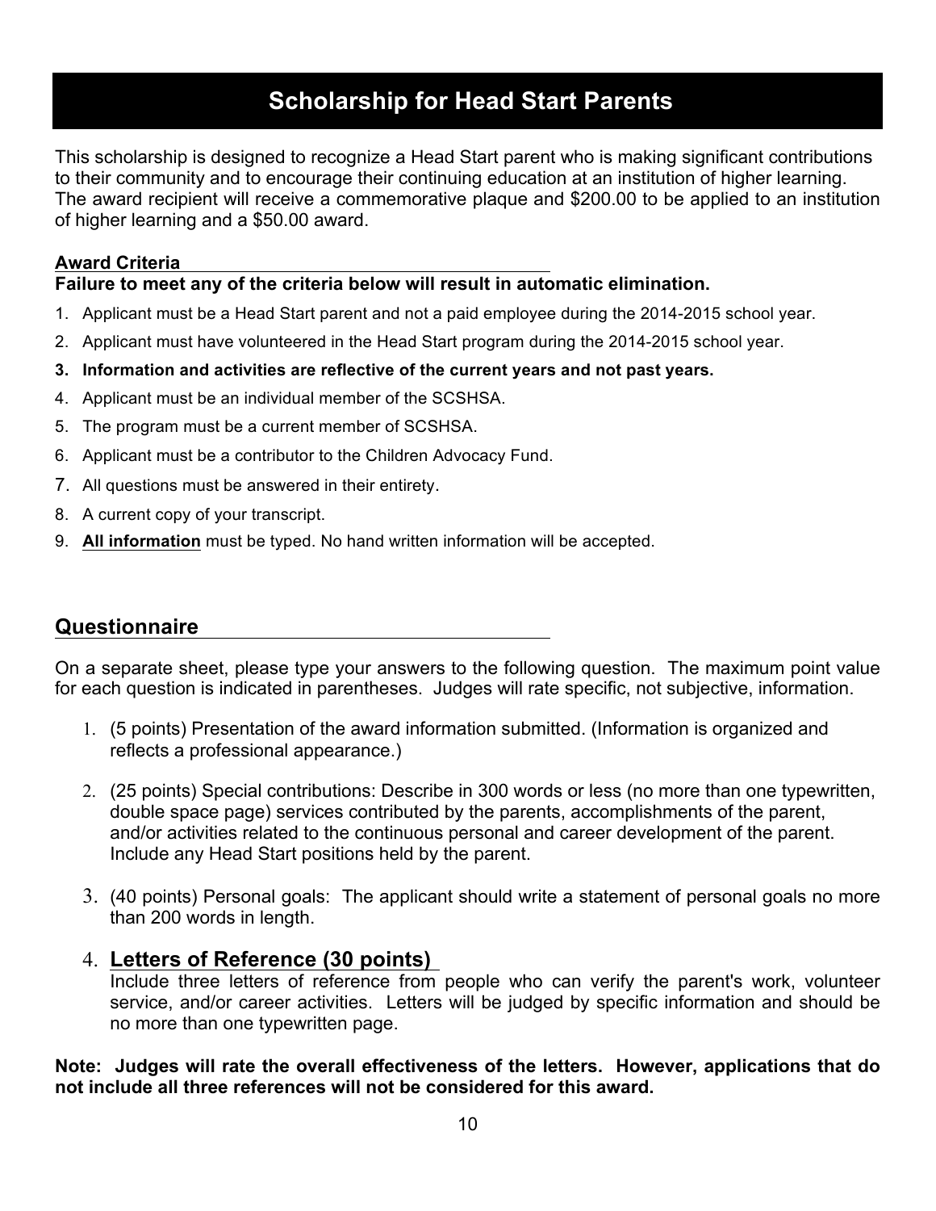# Scholarship for Head Start Parents

This scholarship is designed to recognize a Head Start parent who is making significant contributions to their community and to encourage their continuing education at an institution of higher learning. The award recipient will receive a commemorative plaque and $200.00 to be applied to an institution of higher learning and a $50.00 award.

## Award Criteria

**Failure to meet any of the criteria below will result in automatic elimination.**

1. Applicant must be a Head Start parent and not a paid employee during the 2014-2015 school year.
2. Applicant must have volunteered in the Head Start program during the 2014-2015 school year.
3. **Information and activities are reflective of the current years and not past years.**
4. Applicant must be an individual member of the SCSHSA.
5. The program must be a current member of SCSHSA.
6. Applicant must be a contributor to the Children Advocacy Fund.
7. All questions must be answered in their entirety.
8. A current copy of your transcript.
9. **All information** must be typed. No hand written information will be accepted.

## Questionnaire

On a separate sheet, please type your answers to the following question. The maximum point value for each question is indicated in parentheses. Judges will rate specific, not subjective, information.

1. (5 points) Presentation of the award information submitted. (Information is organized and reflects a professional appearance.)
2. (25 points) Special contributions: Describe in 300 words or less (no more than one typewritten, double space page) services contributed by the parents, accomplishments of the parent, and/or activities related to the continuous personal and career development of the parent. Include any Head Start positions held by the parent.
3. (40 points) Personal goals: The applicant should write a statement of personal goals no more than 200 words in length.
4. **Letters of Reference (30 points)**
   Include three letters of reference from people who can verify the parent's work, volunteer service, and/or career activities. Letters will be judged by specific information and should be no more than one typewritten page.

**Note: Judges will rate the overall effectiveness of the letters. However, applications that do not include all three references will not be considered for this award.**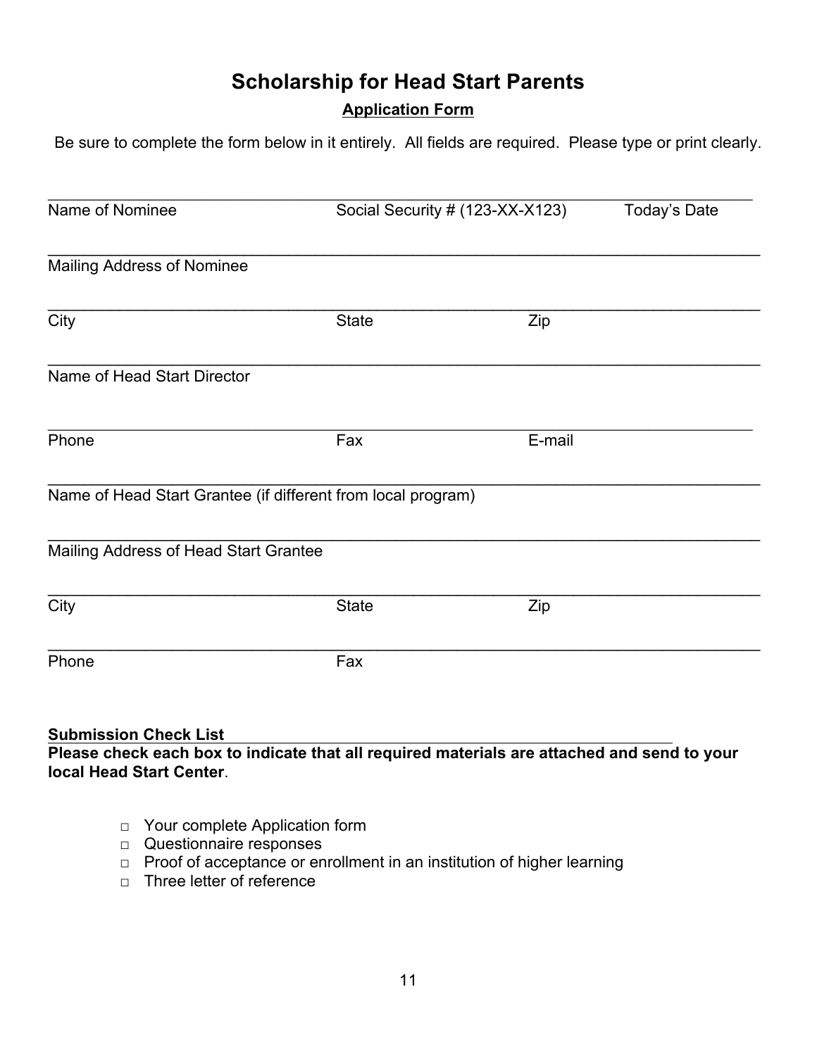# Scholarship for Head Start Parents

**Application Form**

Be sure to complete the form below in it entirely. All fields are required. Please type or print clearly.

______________________________________________________________________________

Name of Nominee    Social Security # (123-XX-X123)    Today's Date

______________________________________________________________________________

Mailing Address of Nominee

______________________________________________________________________________

City    State    Zip

______________________________________________________________________________

Name of Head Start Director

______________________________________________________________________________

Phone    Fax    E-mail

______________________________________________________________________________

Name of Head Start Grantee (if different from local program)

______________________________________________________________________________

Mailing Address of Head Start Grantee

______________________________________________________________________________

City    State    Zip

______________________________________________________________________________

Phone    Fax

**Submission Check List**

**Please check each box to indicate that all required materials are attached and send to your local Head Start Center**.

- □ Your complete Application form
- □ Questionnaire responses
- □ Proof of acceptance or enrollment in an institution of higher learning
- □ Three letter of reference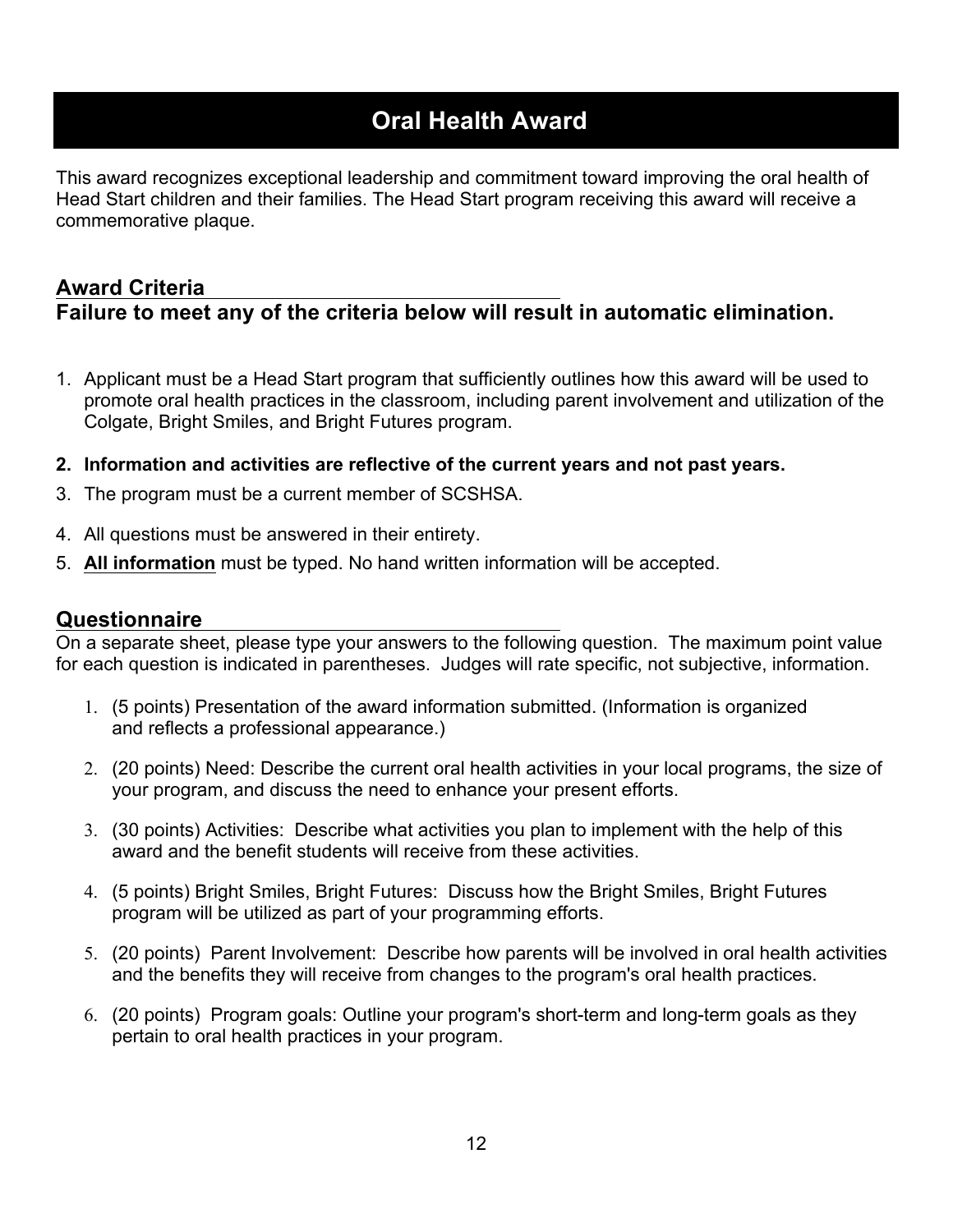# Oral Health Award

This award recognizes exceptional leadership and commitment toward improving the oral health of Head Start children and their families. The Head Start program receiving this award will receive a commemorative plaque.

## Award Criteria

**Failure to meet any of the criteria below will result in automatic elimination.**

1. Applicant must be a Head Start program that sufficiently outlines how this award will be used to promote oral health practices in the classroom, including parent involvement and utilization of the Colgate, Bright Smiles, and Bright Futures program.
2. **Information and activities are reflective of the current years and not past years.**
3. The program must be a current member of SCSHSA.
4. All questions must be answered in their entirety.
5. **All information** must be typed. No hand written information will be accepted.

## Questionnaire

On a separate sheet, please type your answers to the following question. The maximum point value for each question is indicated in parentheses. Judges will rate specific, not subjective, information.

1. (5 points) Presentation of the award information submitted. (Information is organized and reflects a professional appearance.)
2. (20 points) Need: Describe the current oral health activities in your local programs, the size of your program, and discuss the need to enhance your present efforts.
3. (30 points) Activities: Describe what activities you plan to implement with the help of this award and the benefit students will receive from these activities.
4. (5 points) Bright Smiles, Bright Futures: Discuss how the Bright Smiles, Bright Futures program will be utilized as part of your programming efforts.
5. (20 points) Parent Involvement: Describe how parents will be involved in oral health activities and the benefits they will receive from changes to the program's oral health practices.
6. (20 points) Program goals: Outline your program's short-term and long-term goals as they pertain to oral health practices in your program.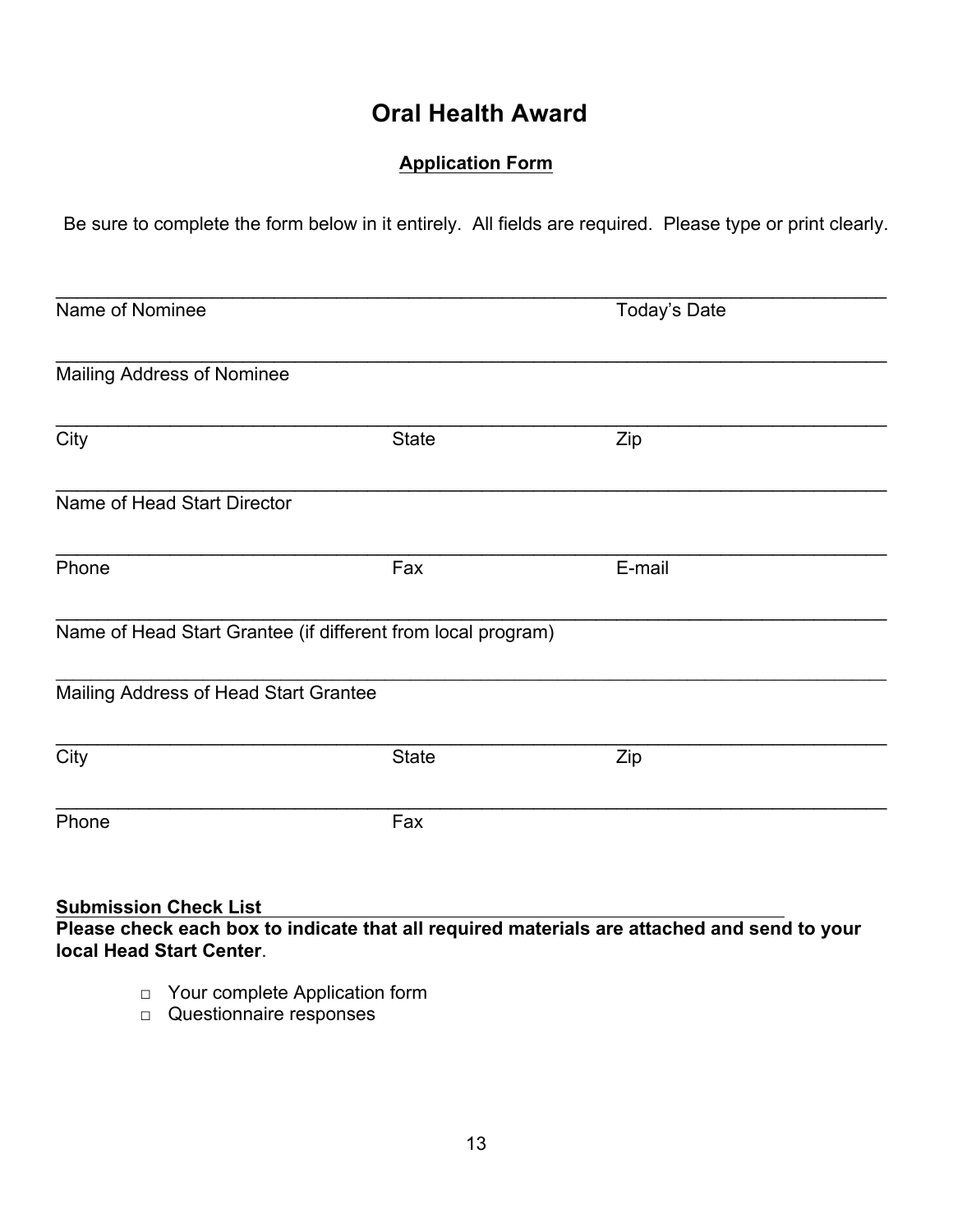# Oral Health Award

## Application Form

Be sure to complete the form below in it entirely. All fields are required. Please type or print clearly.

______________________________________________________________________________
Name of Nominee Today's Date

______________________________________________________________________________
Mailing Address of Nominee

______________________________________________________________________________
City State Zip

______________________________________________________________________________
Name of Head Start Director

______________________________________________________________________________
Phone Fax E-mail

______________________________________________________________________________
Name of Head Start Grantee (if different from local program)

______________________________________________________________________________
Mailing Address of Head Start Grantee

______________________________________________________________________________
City State Zip

______________________________________________________________________________
Phone Fax

**Submission Check List**

**Please check each box to indicate that all required materials are attached and send to your local Head Start Center**.

- □ Your complete Application form
- □ Questionnaire responses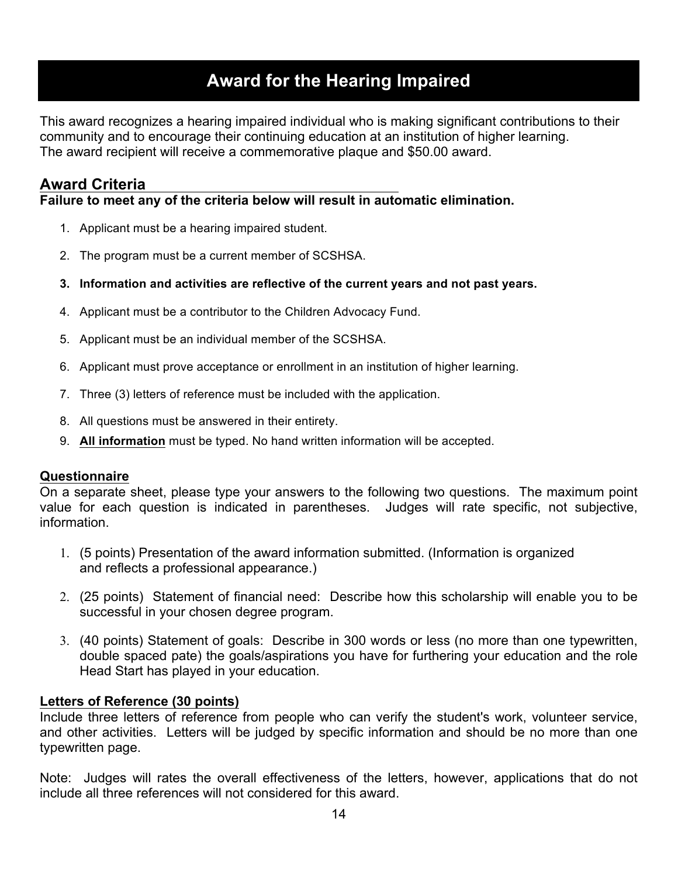# Award for the Hearing Impaired

This award recognizes a hearing impaired individual who is making significant contributions to their community and to encourage their continuing education at an institution of higher learning.
The award recipient will receive a commemorative plaque and $50.00 award.

## Award Criteria

**Failure to meet any of the criteria below will result in automatic elimination.**

1. Applicant must be a hearing impaired student.
2. The program must be a current member of SCSHSA.
3. **Information and activities are reflective of the current years and not past years.**
4. Applicant must be a contributor to the Children Advocacy Fund.
5. Applicant must be an individual member of the SCSHSA.
6. Applicant must prove acceptance or enrollment in an institution of higher learning.
7. Three (3) letters of reference must be included with the application.
8. All questions must be answered in their entirety.
9. **All information** must be typed. No hand written information will be accepted.

### Questionnaire

On a separate sheet, please type your answers to the following two questions. The maximum point value for each question is indicated in parentheses. Judges will rate specific, not subjective, information.

1. (5 points) Presentation of the award information submitted. (Information is organized and reflects a professional appearance.)
2. (25 points) Statement of financial need: Describe how this scholarship will enable you to be successful in your chosen degree program.
3. (40 points) Statement of goals: Describe in 300 words or less (no more than one typewritten, double spaced pate) the goals/aspirations you have for furthering your education and the role Head Start has played in your education.

### Letters of Reference (30 points)

Include three letters of reference from people who can verify the student's work, volunteer service, and other activities. Letters will be judged by specific information and should be no more than one typewritten page.

Note: Judges will rates the overall effectiveness of the letters, however, applications that do not include all three references will not considered for this award.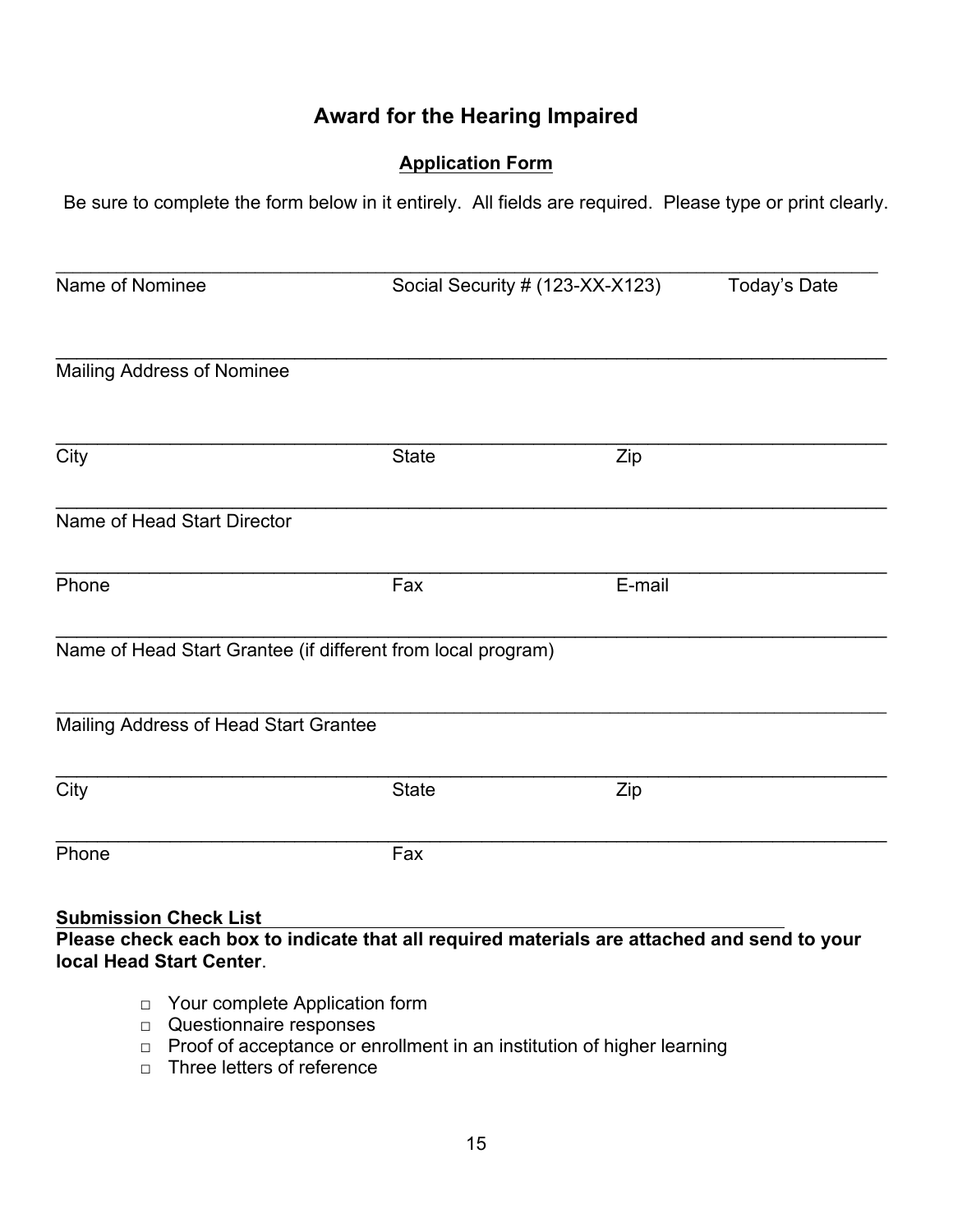# Award for the Hearing Impaired

## Application Form

Be sure to complete the form below in it entirely. All fields are required. Please type or print clearly.

_________________________________________________________________________

Name of Nominee &nbsp;&nbsp;&nbsp;&nbsp;&nbsp;&nbsp;&nbsp;&nbsp; Social Security # (123-XX-X123) &nbsp;&nbsp;&nbsp;&nbsp;&nbsp;&nbsp;&nbsp;&nbsp; Today's Date

_________________________________________________________________________

Mailing Address of Nominee

_________________________________________________________________________

City &nbsp;&nbsp;&nbsp;&nbsp;&nbsp;&nbsp;&nbsp;&nbsp; State &nbsp;&nbsp;&nbsp;&nbsp;&nbsp;&nbsp;&nbsp;&nbsp; Zip

_________________________________________________________________________

Name of Head Start Director

_________________________________________________________________________

Phone &nbsp;&nbsp;&nbsp;&nbsp;&nbsp;&nbsp;&nbsp;&nbsp; Fax &nbsp;&nbsp;&nbsp;&nbsp;&nbsp;&nbsp;&nbsp;&nbsp; E-mail

_________________________________________________________________________

Name of Head Start Grantee (if different from local program)

_________________________________________________________________________

Mailing Address of Head Start Grantee

_________________________________________________________________________

City &nbsp;&nbsp;&nbsp;&nbsp;&nbsp;&nbsp;&nbsp;&nbsp; State &nbsp;&nbsp;&nbsp;&nbsp;&nbsp;&nbsp;&nbsp;&nbsp; Zip

_________________________________________________________________________

Phone &nbsp;&nbsp;&nbsp;&nbsp;&nbsp;&nbsp;&nbsp;&nbsp; Fax

**Submission Check List**

**Please check each box to indicate that all required materials are attached and send to your local Head Start Center**.

- □ Your complete Application form
- □ Questionnaire responses
- □ Proof of acceptance or enrollment in an institution of higher learning
- □ Three letters of reference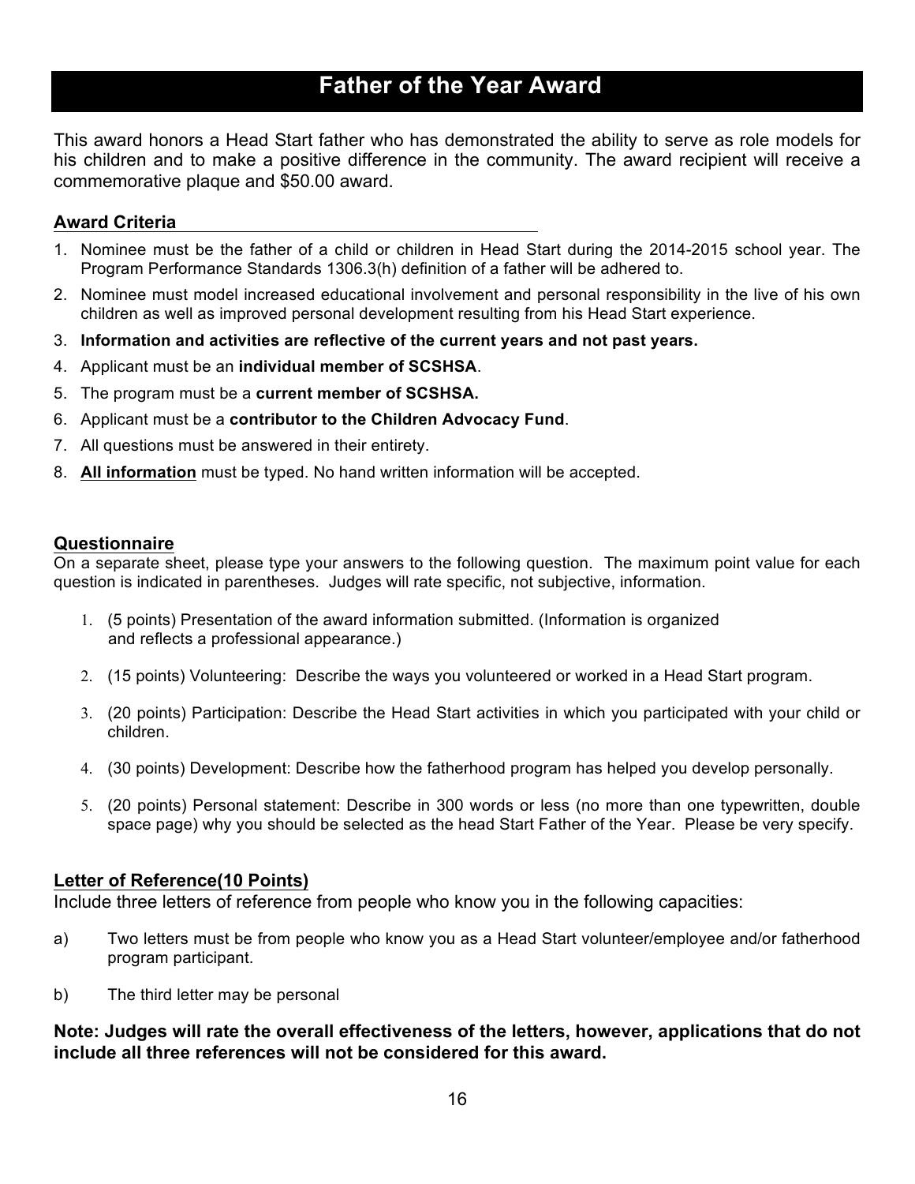# Father of the Year Award

This award honors a Head Start father who has demonstrated the ability to serve as role models for his children and to make a positive difference in the community. The award recipient will receive a commemorative plaque and $50.00 award.

## Award Criteria

1. Nominee must be the father of a child or children in Head Start during the 2014-2015 school year. The Program Performance Standards 1306.3(h) definition of a father will be adhered to.
2. Nominee must model increased educational involvement and personal responsibility in the live of his own children as well as improved personal development resulting from his Head Start experience.
3. **Information and activities are reflective of the current years and not past years.**
4. Applicant must be an **individual member of SCSHSA**.
5. The program must be a **current member of SCSHSA.**
6. Applicant must be a **contributor to the Children Advocacy Fund**.
7. All questions must be answered in their entirety.
8. **All information** must be typed. No hand written information will be accepted.

## Questionnaire

On a separate sheet, please type your answers to the following question. The maximum point value for each question is indicated in parentheses. Judges will rate specific, not subjective, information.

1. (5 points) Presentation of the award information submitted. (Information is organized and reflects a professional appearance.)
2. (15 points) Volunteering: Describe the ways you volunteered or worked in a Head Start program.
3. (20 points) Participation: Describe the Head Start activities in which you participated with your child or children.
4. (30 points) Development: Describe how the fatherhood program has helped you develop personally.
5. (20 points) Personal statement: Describe in 300 words or less (no more than one typewritten, double space page) why you should be selected as the head Start Father of the Year. Please be very specify.

## Letter of Reference(10 Points)

Include three letters of reference from people who know you in the following capacities:

a) Two letters must be from people who know you as a Head Start volunteer/employee and/or fatherhood program participant.

b) The third letter may be personal

**Note: Judges will rate the overall effectiveness of the letters, however, applications that do not include all three references will not be considered for this award.**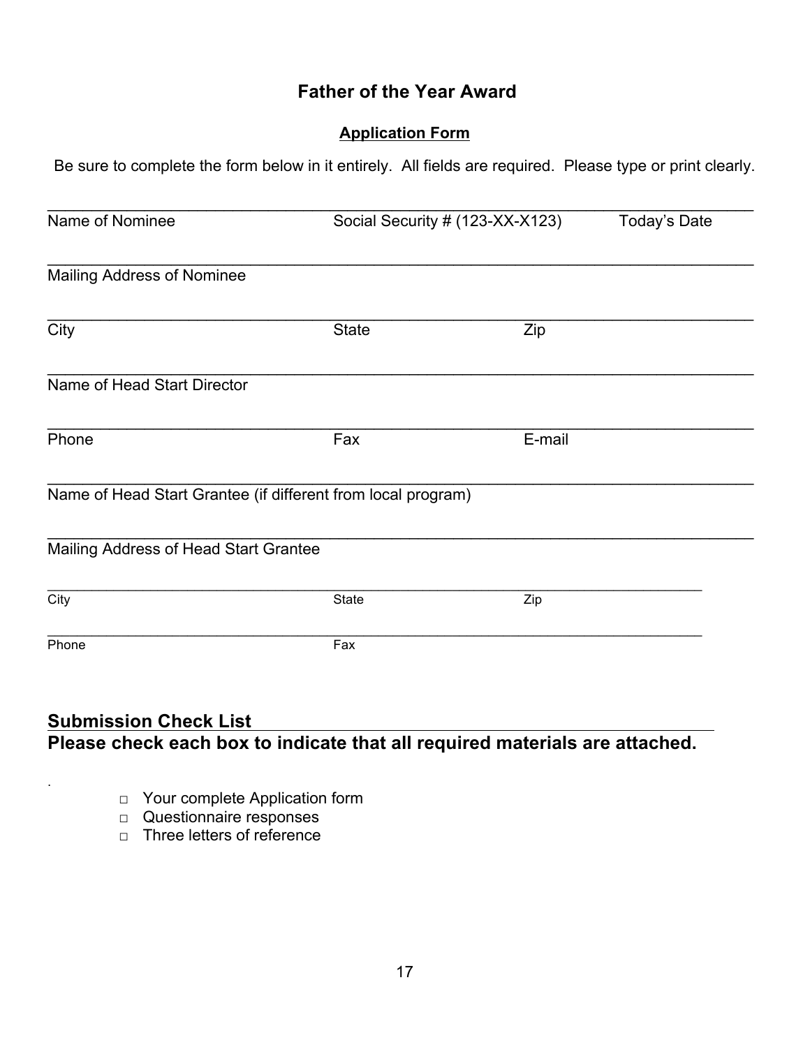# Father of the Year Award

## Application Form

Be sure to complete the form below in it entirely. All fields are required. Please type or print clearly.

______________________________________________________________________________

Name of Nominee | Social Security # (123-XX-X123) | Today's Date

______________________________________________________________________________

Mailing Address of Nominee

______________________________________________________________________________

City | State | Zip

______________________________________________________________________________

Name of Head Start Director

______________________________________________________________________________

Phone | Fax | E-mail

______________________________________________________________________________

Name of Head Start Grantee (if different from local program)

______________________________________________________________________________

Mailing Address of Head Start Grantee

______________________________________________________________________________

City | State | Zip

______________________________________________________________________________

Phone | Fax

**Submission Check List**
**Please check each box to indicate that all required materials are attached.**

.

- □ Your complete Application form
- □ Questionnaire responses
- □ Three letters of reference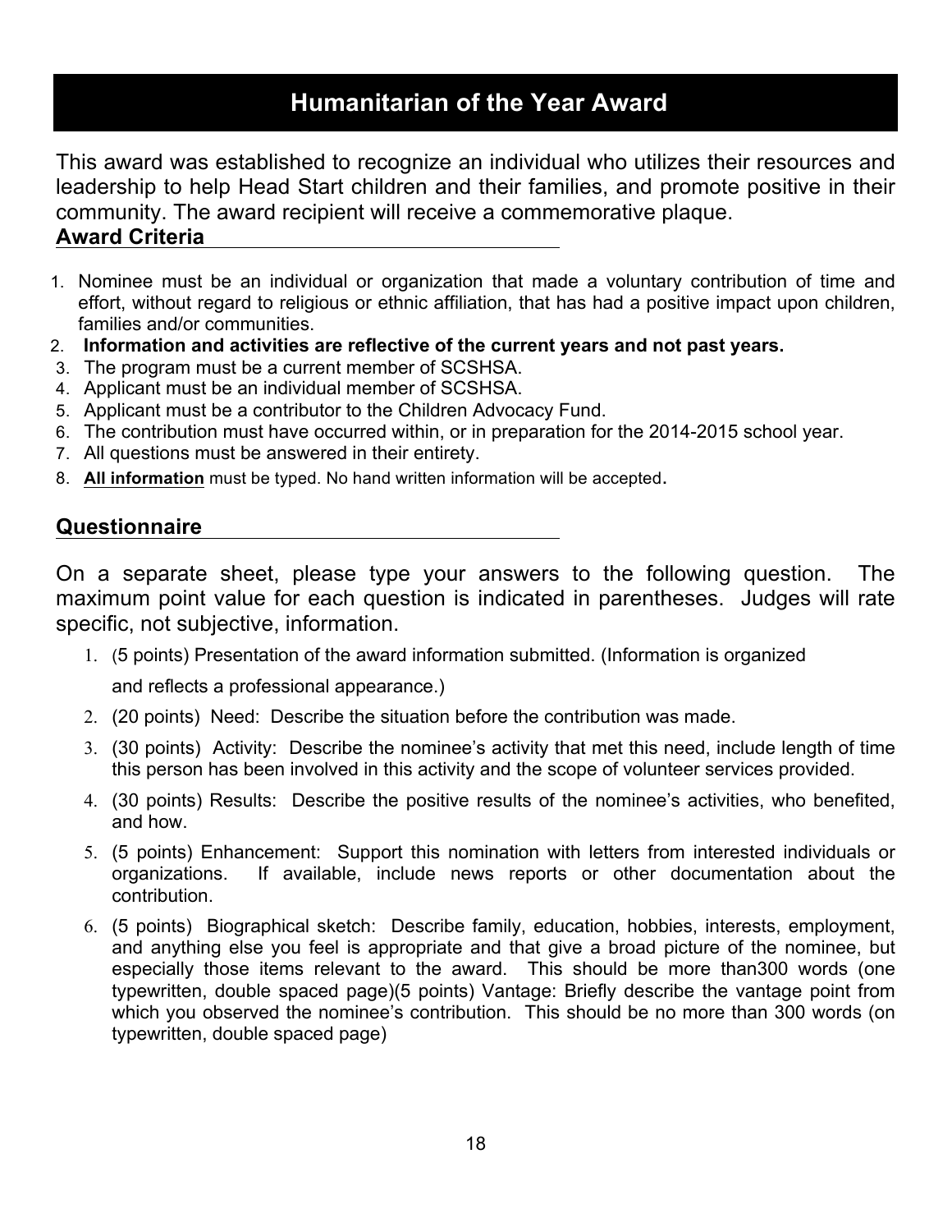# Humanitarian of the Year Award

This award was established to recognize an individual who utilizes their resources and leadership to help Head Start children and their families, and promote positive in their community. The award recipient will receive a commemorative plaque.

## Award Criteria

1. Nominee must be an individual or organization that made a voluntary contribution of time and effort, without regard to religious or ethnic affiliation, that has had a positive impact upon children, families and/or communities.
2. **Information and activities are reflective of the current years and not past years.**
3. The program must be a current member of SCSHSA.
4. Applicant must be an individual member of SCSHSA.
5. Applicant must be a contributor to the Children Advocacy Fund.
6. The contribution must have occurred within, or in preparation for the 2014-2015 school year.
7. All questions must be answered in their entirety.
8. **All information** must be typed. No hand written information will be accepted.

## Questionnaire

On a separate sheet, please type your answers to the following question. The maximum point value for each question is indicated in parentheses. Judges will rate specific, not subjective, information.

1. (5 points) Presentation of the award information submitted. (Information is organized and reflects a professional appearance.)
2. (20 points) Need: Describe the situation before the contribution was made.
3. (30 points) Activity: Describe the nominee's activity that met this need, include length of time this person has been involved in this activity and the scope of volunteer services provided.
4. (30 points) Results: Describe the positive results of the nominee's activities, who benefited, and how.
5. (5 points) Enhancement: Support this nomination with letters from interested individuals or organizations. If available, include news reports or other documentation about the contribution.
6. (5 points) Biographical sketch: Describe family, education, hobbies, interests, employment, and anything else you feel is appropriate and that give a broad picture of the nominee, but especially those items relevant to the award. This should be more than300 words (one typewritten, double spaced page)(5 points) Vantage: Briefly describe the vantage point from which you observed the nominee's contribution. This should be no more than 300 words (on typewritten, double spaced page)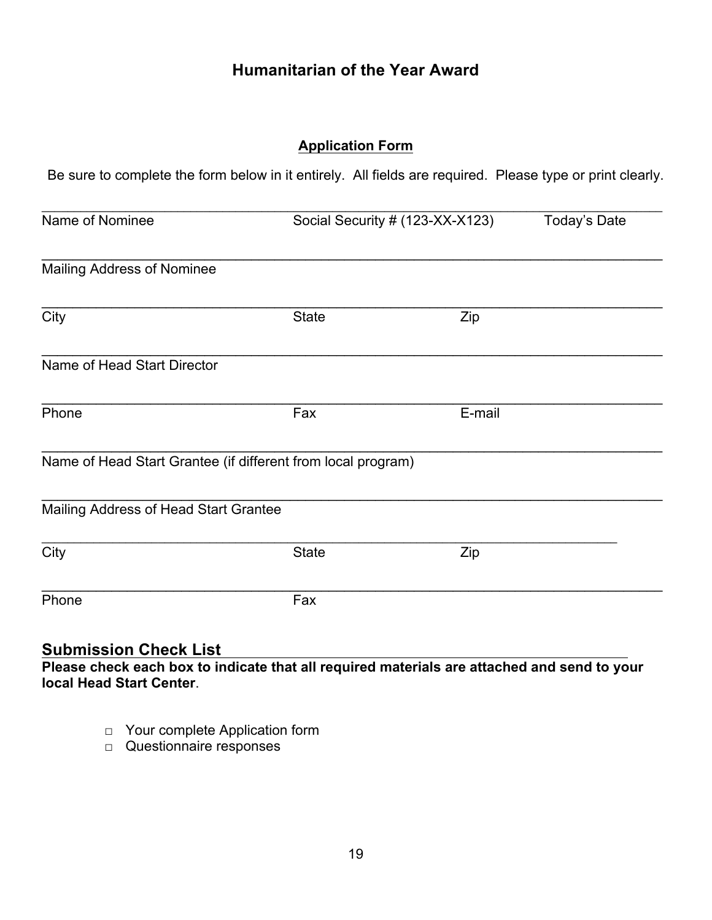## Humanitarian of the Year Award

### Application Form

Be sure to complete the form below in it entirely. All fields are required. Please type or print clearly.

_______________________________________________________________________________

Name of Nominee Social Security # (123-XX-X123) Today's Date

_______________________________________________________________________________

Mailing Address of Nominee

_______________________________________________________________________________

City State Zip

_______________________________________________________________________________

Name of Head Start Director

_______________________________________________________________________________

Phone Fax E-mail

_______________________________________________________________________________

Name of Head Start Grantee (if different from local program)

_______________________________________________________________________________

Mailing Address of Head Start Grantee

_______________________________________________________________________________

City State Zip

_______________________________________________________________________________

Phone Fax

## Submission Check List

**Please check each box to indicate that all required materials are attached and send to your local Head Start Center**.

- □ Your complete Application form
- □ Questionnaire responses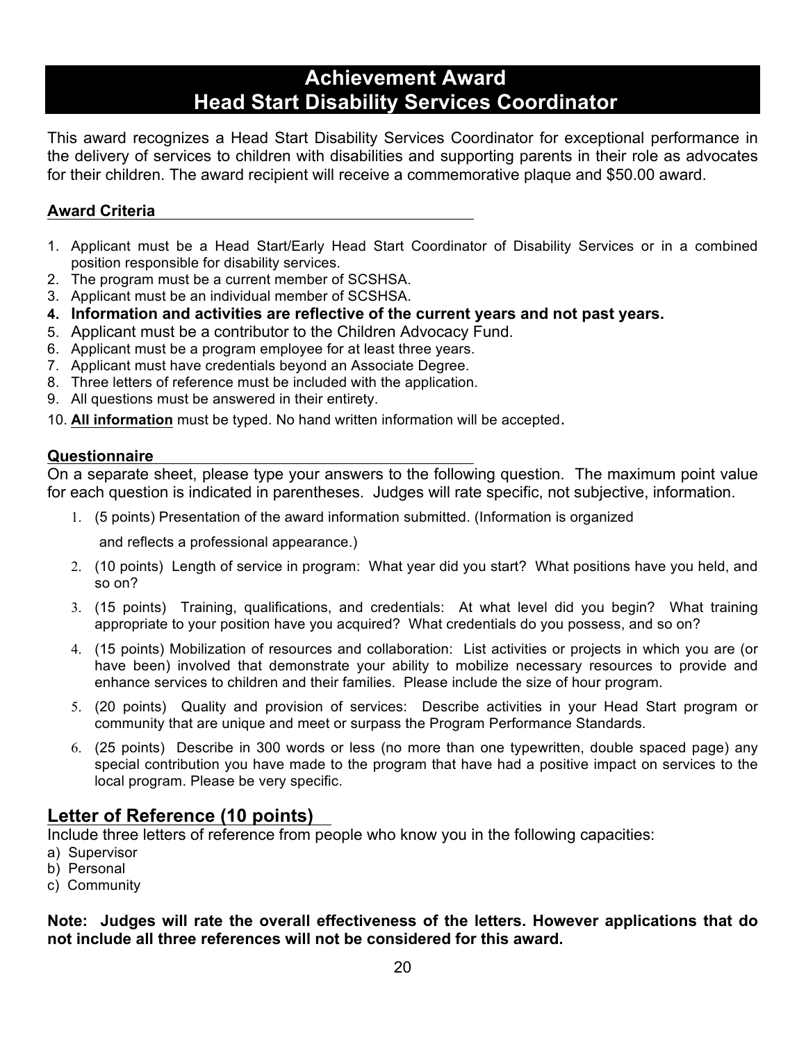# Achievement Award
# Head Start Disability Services Coordinator

This award recognizes a Head Start Disability Services Coordinator for exceptional performance in the delivery of services to children with disabilities and supporting parents in their role as advocates for their children. The award recipient will receive a commemorative plaque and $50.00 award.

## Award Criteria

1. Applicant must be a Head Start/Early Head Start Coordinator of Disability Services or in a combined position responsible for disability services.
2. The program must be a current member of SCSHSA.
3. Applicant must be an individual member of SCSHSA.
4. **Information and activities are reflective of the current years and not past years.**
5. Applicant must be a contributor to the Children Advocacy Fund.
6. Applicant must be a program employee for at least three years.
7. Applicant must have credentials beyond an Associate Degree.
8. Three letters of reference must be included with the application.
9. All questions must be answered in their entirety.
10. **All information** must be typed. No hand written information will be accepted.

## Questionnaire

On a separate sheet, please type your answers to the following question. The maximum point value for each question is indicated in parentheses. Judges will rate specific, not subjective, information.

1. (5 points) Presentation of the award information submitted. (Information is organized and reflects a professional appearance.)
2. (10 points) Length of service in program: What year did you start? What positions have you held, and so on?
3. (15 points) Training, qualifications, and credentials: At what level did you begin? What training appropriate to your position have you acquired? What credentials do you possess, and so on?
4. (15 points) Mobilization of resources and collaboration: List activities or projects in which you are (or have been) involved that demonstrate your ability to mobilize necessary resources to provide and enhance services to children and their families. Please include the size of hour program.
5. (20 points) Quality and provision of services: Describe activities in your Head Start program or community that are unique and meet or surpass the Program Performance Standards.
6. (25 points) Describe in 300 words or less (no more than one typewritten, double spaced page) any special contribution you have made to the program that have had a positive impact on services to the local program. Please be very specific.

## Letter of Reference (10 points)

Include three letters of reference from people who know you in the following capacities:

a) Supervisor
b) Personal
c) Community

**Note: Judges will rate the overall effectiveness of the letters. However applications that do not include all three references will not be considered for this award.**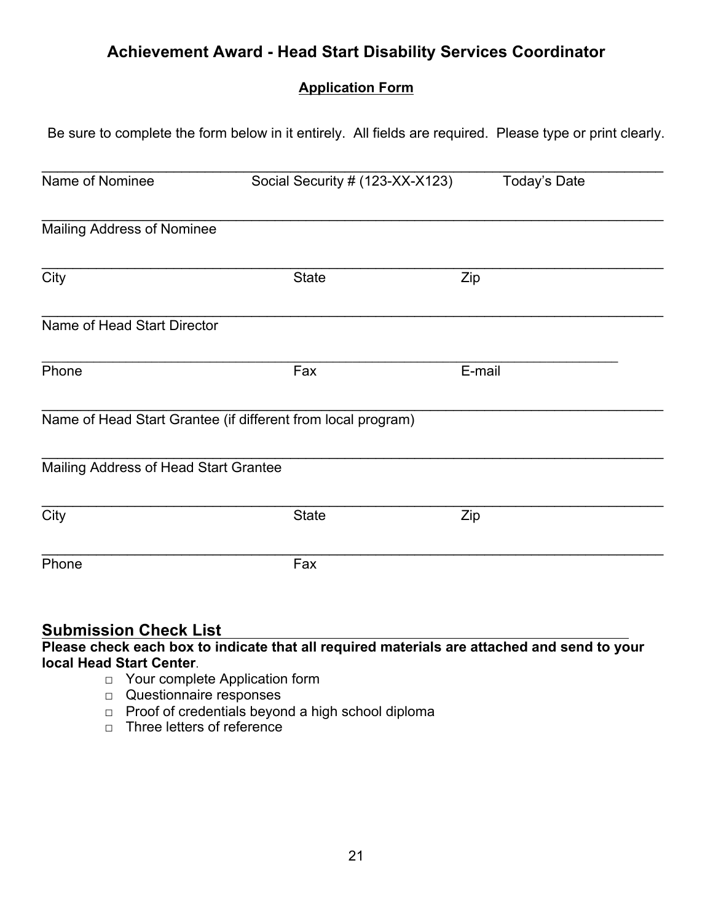# Achievement Award - Head Start Disability Services Coordinator

**Application Form**

Be sure to complete the form below in it entirely. All fields are required. Please type or print clearly.

________________________________________________________________________________

Name of Nominee Social Security # (123-XX-X123) Today's Date

________________________________________________________________________________

Mailing Address of Nominee

________________________________________________________________________________

City State Zip

________________________________________________________________________________

Name of Head Start Director

______________________________________________________________________________

Phone Fax E-mail

________________________________________________________________________________

Name of Head Start Grantee (if different from local program)

________________________________________________________________________________

Mailing Address of Head Start Grantee

________________________________________________________________________________

City State Zip

________________________________________________________________________________

Phone Fax

## Submission Check List

**Please check each box to indicate that all required materials are attached and send to your local Head Start Center**.

- □ Your complete Application form
- □ Questionnaire responses
- □ Proof of credentials beyond a high school diploma
- □ Three letters of reference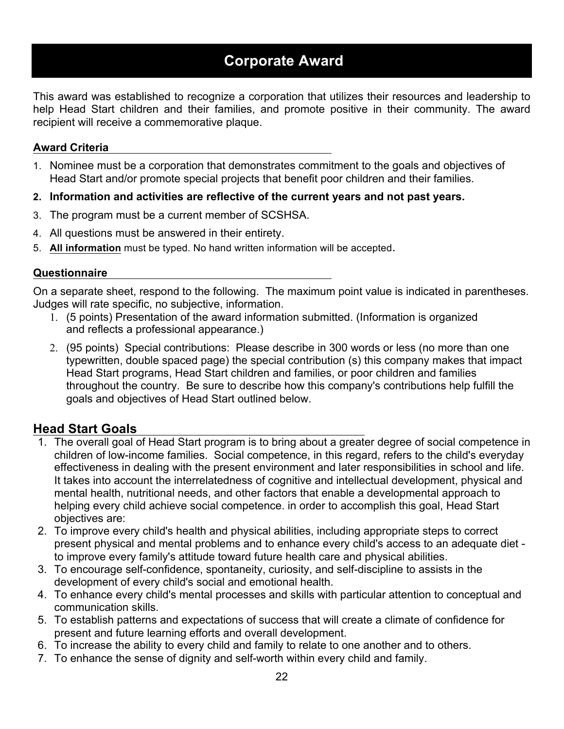# Corporate Award

This award was established to recognize a corporation that utilizes their resources and leadership to help Head Start children and their families, and promote positive in their community. The award recipient will receive a commemorative plaque.

### Award Criteria

1. Nominee must be a corporation that demonstrates commitment to the goals and objectives of Head Start and/or promote special projects that benefit poor children and their families.
2. **Information and activities are reflective of the current years and not past years.**
3. The program must be a current member of SCSHSA.
4. All questions must be answered in their entirety.
5. **All information** must be typed. No hand written information will be accepted.

### Questionnaire

On a separate sheet, respond to the following. The maximum point value is indicated in parentheses. Judges will rate specific, no subjective, information.

1. (5 points) Presentation of the award information submitted. (Information is organized and reflects a professional appearance.)
2. (95 points) Special contributions: Please describe in 300 words or less (no more than one typewritten, double spaced page) the special contribution (s) this company makes that impact Head Start programs, Head Start children and families, or poor children and families throughout the country. Be sure to describe how this company's contributions help fulfill the goals and objectives of Head Start outlined below.

## Head Start Goals

1. The overall goal of Head Start program is to bring about a greater degree of social competence in children of low-income families. Social competence, in this regard, refers to the child's everyday effectiveness in dealing with the present environment and later responsibilities in school and life. It takes into account the interrelatedness of cognitive and intellectual development, physical and mental health, nutritional needs, and other factors that enable a developmental approach to helping every child achieve social competence. in order to accomplish this goal, Head Start objectives are:
2. To improve every child's health and physical abilities, including appropriate steps to correct present physical and mental problems and to enhance every child's access to an adequate diet - to improve every family's attitude toward future health care and physical abilities.
3. To encourage self-confidence, spontaneity, curiosity, and self-discipline to assists in the development of every child's social and emotional health.
4. To enhance every child's mental processes and skills with particular attention to conceptual and communication skills.
5. To establish patterns and expectations of success that will create a climate of confidence for present and future learning efforts and overall development.
6. To increase the ability to every child and family to relate to one another and to others.
7. To enhance the sense of dignity and self-worth within every child and family.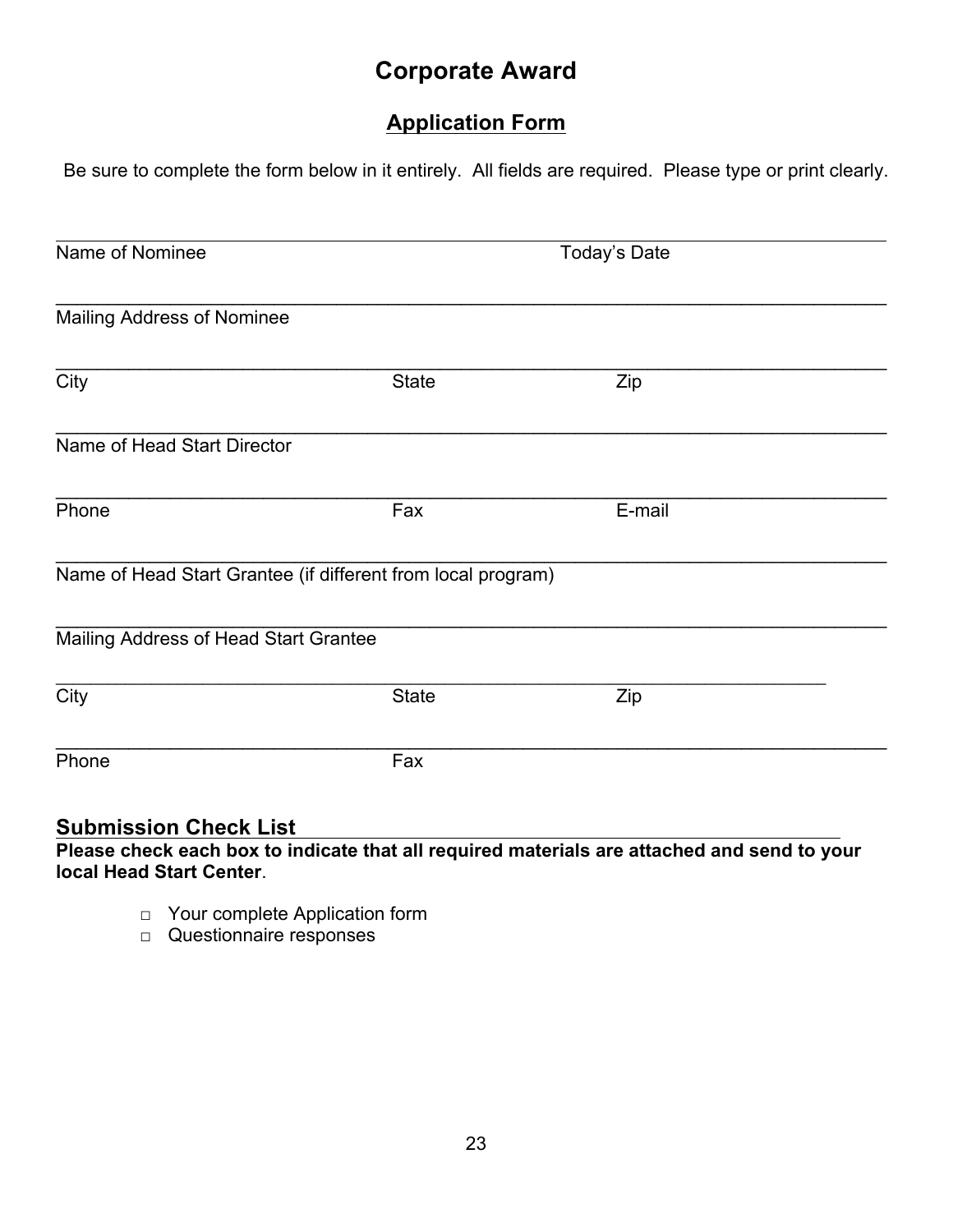# Corporate Award

## Application Form

Be sure to complete the form below in it entirely. All fields are required. Please type or print clearly.

______________________________________________________________________________

Name of Nominee Today's Date

______________________________________________________________________________

Mailing Address of Nominee

______________________________________________________________________________

City State Zip

______________________________________________________________________________

Name of Head Start Director

______________________________________________________________________________

Phone Fax E-mail

______________________________________________________________________________

Name of Head Start Grantee (if different from local program)

______________________________________________________________________________

Mailing Address of Head Start Grantee

______________________________________________________________________________

City State Zip

______________________________________________________________________________

Phone Fax

## Submission Check List

**Please check each box to indicate that all required materials are attached and send to your local Head Start Center**.

- □ Your complete Application form
- □ Questionnaire responses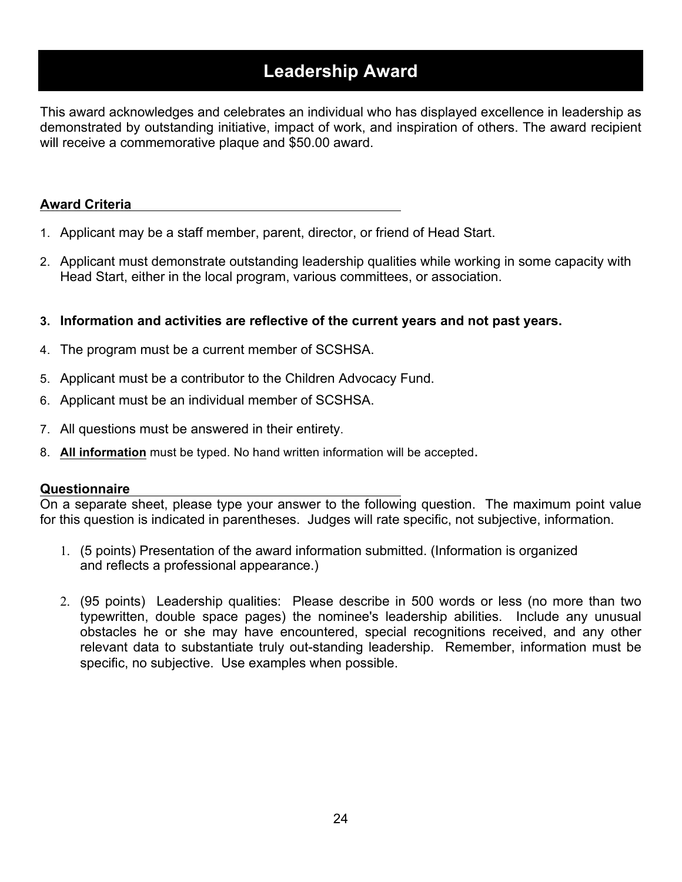# Leadership Award

This award acknowledges and celebrates an individual who has displayed excellence in leadership as demonstrated by outstanding initiative, impact of work, and inspiration of others. The award recipient will receive a commemorative plaque and $50.00 award.

## Award Criteria

1. Applicant may be a staff member, parent, director, or friend of Head Start.
2. Applicant must demonstrate outstanding leadership qualities while working in some capacity with Head Start, either in the local program, various committees, or association.
3. **Information and activities are reflective of the current years and not past years.**
4. The program must be a current member of SCSHSA.
5. Applicant must be a contributor to the Children Advocacy Fund.
6. Applicant must be an individual member of SCSHSA.
7. All questions must be answered in their entirety.
8. **All information** must be typed. No hand written information will be accepted.

## Questionnaire

On a separate sheet, please type your answer to the following question. The maximum point value for this question is indicated in parentheses. Judges will rate specific, not subjective, information.

1. (5 points) Presentation of the award information submitted. (Information is organized and reflects a professional appearance.)
2. (95 points) Leadership qualities: Please describe in 500 words or less (no more than two typewritten, double space pages) the nominee's leadership abilities. Include any unusual obstacles he or she may have encountered, special recognitions received, and any other relevant data to substantiate truly out-standing leadership. Remember, information must be specific, no subjective. Use examples when possible.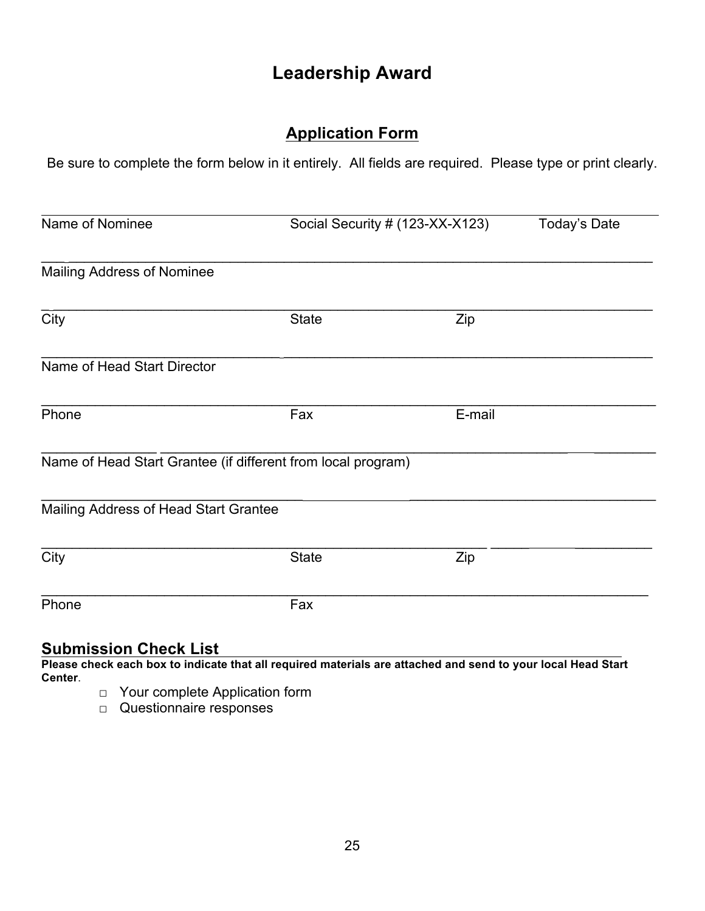# Leadership Award

## Application Form

Be sure to complete the form below in it entirely. All fields are required. Please type or print clearly.

______________________________________________________________________________

Name of Nominee | Social Security # (123-XX-X123) | Today's Date

______________________________________________________________________________

Mailing Address of Nominee

______________________________________________________________________________

City | State | Zip

______________________________________________________________________________

Name of Head Start Director

______________________________________________________________________________

Phone | Fax | E-mail

______________________________________________________________________________

Name of Head Start Grantee (if different from local program)

______________________________________________________________________________

Mailing Address of Head Start Grantee

______________________________________________________________________________

City | State | Zip

______________________________________________________________________________

Phone | Fax

## Submission Check List

**Please check each box to indicate that all required materials are attached and send to your local Head Start Center**.

- □ Your complete Application form
- □ Questionnaire responses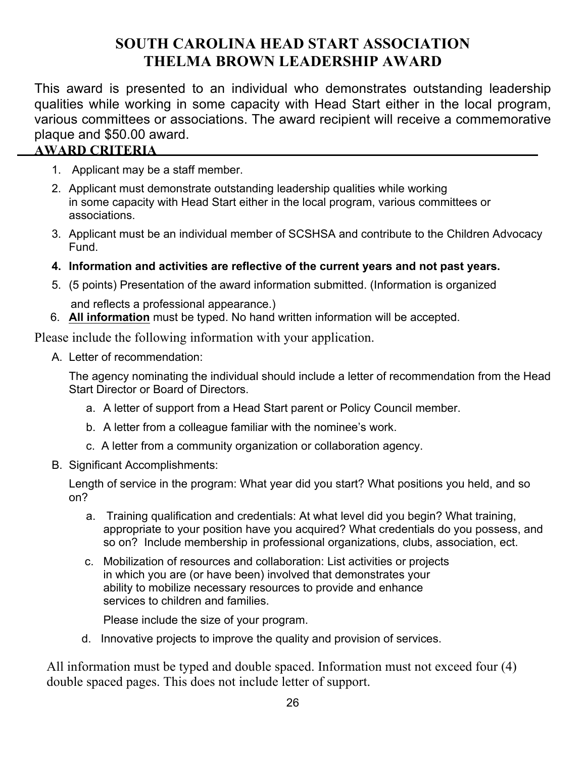# SOUTH CAROLINA HEAD START ASSOCIATION
# THELMA BROWN LEADERSHIP AWARD

This award is presented to an individual who demonstrates outstanding leadership qualities while working in some capacity with Head Start either in the local program, various committees or associations. The award recipient will receive a commemorative plaque and $50.00 award.

## AWARD CRITERIA

1. Applicant may be a staff member.
2. Applicant must demonstrate outstanding leadership qualities while working in some capacity with Head Start either in the local program, various committees or associations.
3. Applicant must be an individual member of SCSHSA and contribute to the Children Advocacy Fund.
4. **Information and activities are reflective of the current years and not past years.**
5. (5 points) Presentation of the award information submitted. (Information is organized and reflects a professional appearance.)
6. **All information** must be typed. No hand written information will be accepted.

Please include the following information with your application.

A. Letter of recommendation:

The agency nominating the individual should include a letter of recommendation from the Head Start Director or Board of Directors.

a. A letter of support from a Head Start parent or Policy Council member.

b. A letter from a colleague familiar with the nominee's work.

c. A letter from a community organization or collaboration agency.

B. Significant Accomplishments:

Length of service in the program: What year did you start? What positions you held, and so on?

a. Training qualification and credentials: At what level did you begin? What training, appropriate to your position have you acquired? What credentials do you possess, and so on? Include membership in professional organizations, clubs, association, ect.

c. Mobilization of resources and collaboration: List activities or projects in which you are (or have been) involved that demonstrates your ability to mobilize necessary resources to provide and enhance services to children and families.

Please include the size of your program.

d. Innovative projects to improve the quality and provision of services.

All information must be typed and double spaced. Information must not exceed four (4) double spaced pages. This does not include letter of support.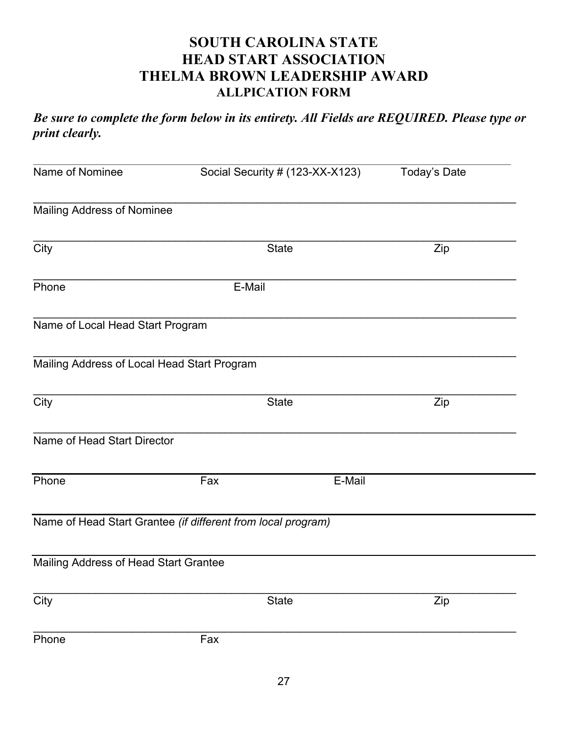# SOUTH CAROLINA STATE
# HEAD START ASSOCIATION
# THELMA BROWN LEADERSHIP AWARD
## ALLPICATION FORM

***Be sure to complete the form below in its entirety. All Fields are REQUIRED. Please type or print clearly.***

_______________________________________________________________________________

Name of Nominee          Social Security # (123-XX-X123)          Today's Date

_______________________________________________________________________________

Mailing Address of Nominee

_______________________________________________________________________________

City          State          Zip

_______________________________________________________________________________

Phone          E-Mail

_______________________________________________________________________________

Name of Local Head Start Program

_______________________________________________________________________________

Mailing Address of Local Head Start Program

_______________________________________________________________________________

City          State          Zip

_______________________________________________________________________________

Name of Head Start Director

_______________________________________________________________________________

Phone          Fax          E-Mail

_______________________________________________________________________________

Name of Head Start Grantee *(if different from local program)*

_______________________________________________________________________________

Mailing Address of Head Start Grantee

_______________________________________________________________________________

City          State          Zip

_______________________________________________________________________________

Phone          Fax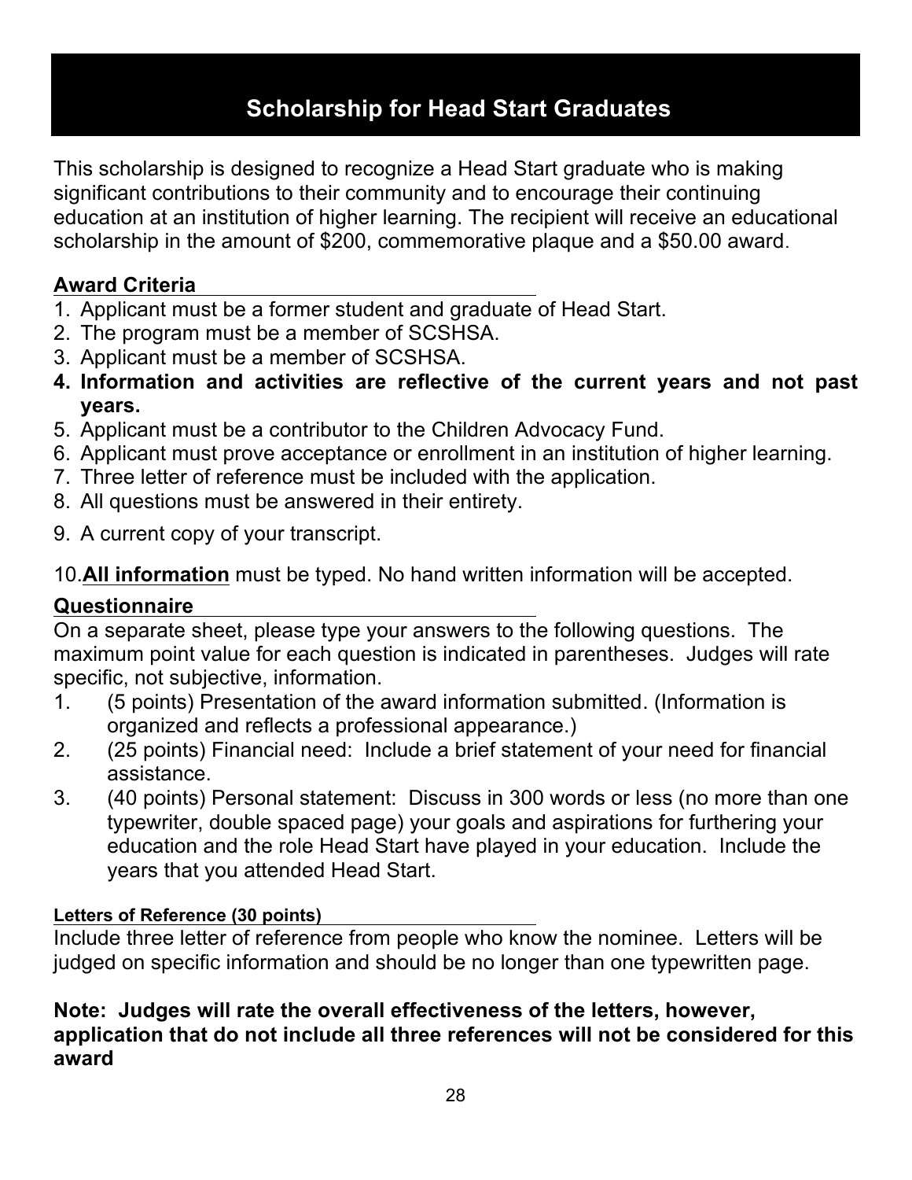# Scholarship for Head Start Graduates

This scholarship is designed to recognize a Head Start graduate who is making significant contributions to their community and to encourage their continuing education at an institution of higher learning. The recipient will receive an educational scholarship in the amount of $200, commemorative plaque and a $50.00 award.

## Award Criteria

1. Applicant must be a former student and graduate of Head Start.
2. The program must be a member of SCSHSA.
3. Applicant must be a member of SCSHSA.
4. **Information and activities are reflective of the current years and not past years.**
5. Applicant must be a contributor to the Children Advocacy Fund.
6. Applicant must prove acceptance or enrollment in an institution of higher learning.
7. Three letter of reference must be included with the application.
8. All questions must be answered in their entirety.
9. A current copy of your transcript.
10. **All information** must be typed. No hand written information will be accepted.

## Questionnaire

On a separate sheet, please type your answers to the following questions. The maximum point value for each question is indicated in parentheses. Judges will rate specific, not subjective, information.

1. (5 points) Presentation of the award information submitted. (Information is organized and reflects a professional appearance.)
2. (25 points) Financial need: Include a brief statement of your need for financial assistance.
3. (40 points) Personal statement: Discuss in 300 words or less (no more than one typewriter, double spaced page) your goals and aspirations for furthering your education and the role Head Start have played in your education. Include the years that you attended Head Start.

### Letters of Reference (30 points)

Include three letter of reference from people who know the nominee. Letters will be judged on specific information and should be no longer than one typewritten page.

**Note: Judges will rate the overall effectiveness of the letters, however, application that do not include all three references will not be considered for this award**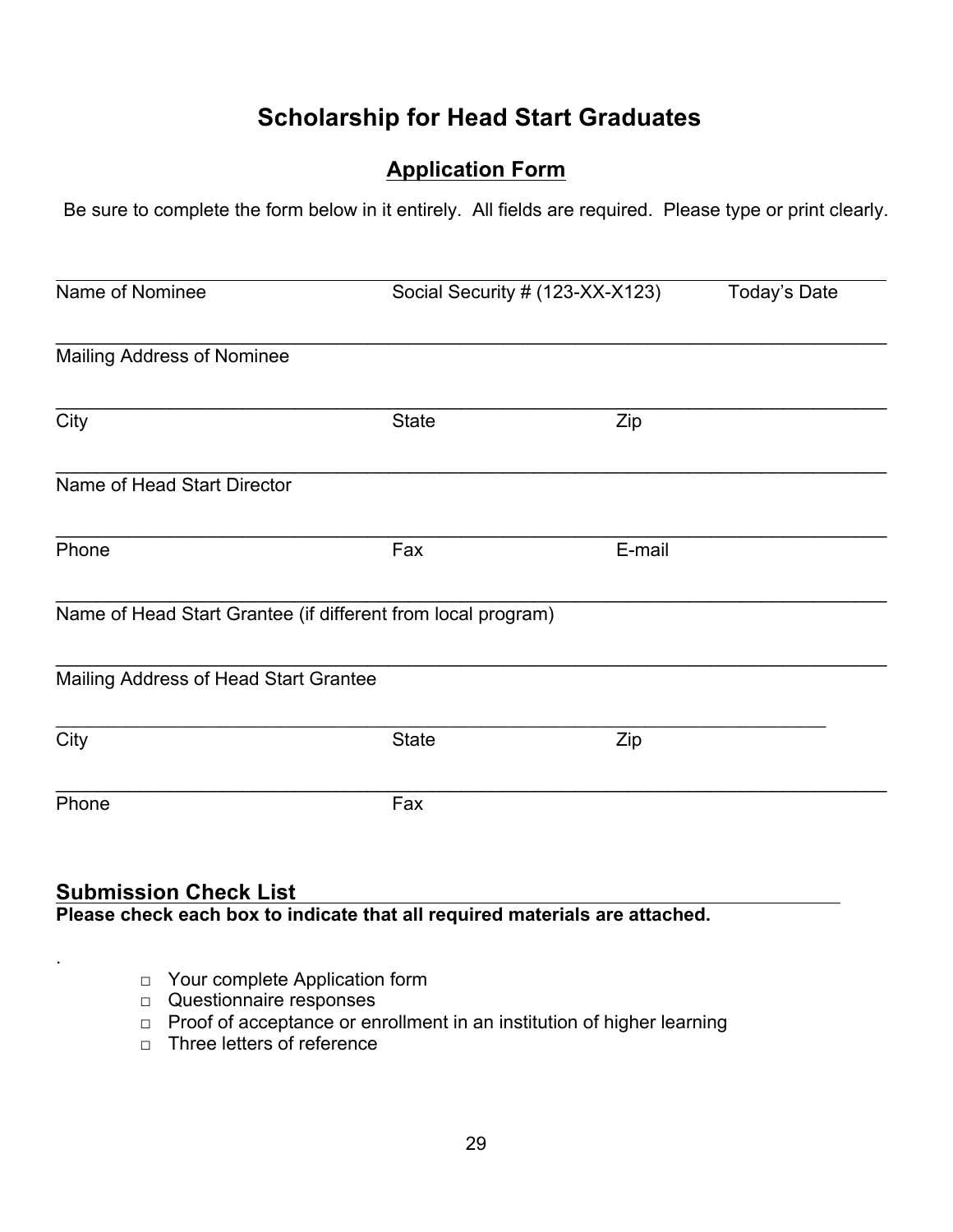# Scholarship for Head Start Graduates

## Application Form

Be sure to complete the form below in it entirely. All fields are required. Please type or print clearly.

\_\_\_\_\_\_\_\_\_\_\_\_\_\_\_\_\_\_\_\_\_\_\_\_\_\_\_\_\_\_\_\_\_\_\_\_\_\_\_\_\_\_\_\_\_\_\_\_\_\_\_\_\_\_\_\_\_\_\_\_\_\_\_\_\_\_\_\_\_\_\_\_\_\_
Name of Nominee | Social Security # (123-XX-X123) | Today's Date

\_\_\_\_\_\_\_\_\_\_\_\_\_\_\_\_\_\_\_\_\_\_\_\_\_\_\_\_\_\_\_\_\_\_\_\_\_\_\_\_\_\_\_\_\_\_\_\_\_\_\_\_\_\_\_\_\_\_\_\_\_\_\_\_\_\_\_\_\_\_\_\_\_\_
Mailing Address of Nominee

\_\_\_\_\_\_\_\_\_\_\_\_\_\_\_\_\_\_\_\_\_\_\_\_\_\_\_\_\_\_\_\_\_\_\_\_\_\_\_\_\_\_\_\_\_\_\_\_\_\_\_\_\_\_\_\_\_\_\_\_\_\_\_\_\_\_\_\_\_\_\_\_\_\_
City | State | Zip

\_\_\_\_\_\_\_\_\_\_\_\_\_\_\_\_\_\_\_\_\_\_\_\_\_\_\_\_\_\_\_\_\_\_\_\_\_\_\_\_\_\_\_\_\_\_\_\_\_\_\_\_\_\_\_\_\_\_\_\_\_\_\_\_\_\_\_\_\_\_\_\_\_\_
Name of Head Start Director

\_\_\_\_\_\_\_\_\_\_\_\_\_\_\_\_\_\_\_\_\_\_\_\_\_\_\_\_\_\_\_\_\_\_\_\_\_\_\_\_\_\_\_\_\_\_\_\_\_\_\_\_\_\_\_\_\_\_\_\_\_\_\_\_\_\_\_\_\_\_\_\_\_\_
Phone | Fax | E-mail

\_\_\_\_\_\_\_\_\_\_\_\_\_\_\_\_\_\_\_\_\_\_\_\_\_\_\_\_\_\_\_\_\_\_\_\_\_\_\_\_\_\_\_\_\_\_\_\_\_\_\_\_\_\_\_\_\_\_\_\_\_\_\_\_\_\_\_\_\_\_\_\_\_\_
Name of Head Start Grantee (if different from local program)

\_\_\_\_\_\_\_\_\_\_\_\_\_\_\_\_\_\_\_\_\_\_\_\_\_\_\_\_\_\_\_\_\_\_\_\_\_\_\_\_\_\_\_\_\_\_\_\_\_\_\_\_\_\_\_\_\_\_\_\_\_\_\_\_\_\_\_\_\_\_\_\_\_\_
Mailing Address of Head Start Grantee

\_\_\_\_\_\_\_\_\_\_\_\_\_\_\_\_\_\_\_\_\_\_\_\_\_\_\_\_\_\_\_\_\_\_\_\_\_\_\_\_\_\_\_\_\_\_\_\_\_\_\_\_\_\_\_\_\_\_\_\_\_\_\_\_\_\_\_\_\_\_\_\_\_\_
City | State | Zip

\_\_\_\_\_\_\_\_\_\_\_\_\_\_\_\_\_\_\_\_\_\_\_\_\_\_\_\_\_\_\_\_\_\_\_\_\_\_\_\_\_\_\_\_\_\_\_\_\_\_\_\_\_\_\_\_\_\_\_\_\_\_\_\_\_\_\_\_\_\_\_\_\_\_
Phone | Fax

### Submission Check List

**Please check each box to indicate that all required materials are attached.**

- □ Your complete Application form
- □ Questionnaire responses
- □ Proof of acceptance or enrollment in an institution of higher learning
- □ Three letters of reference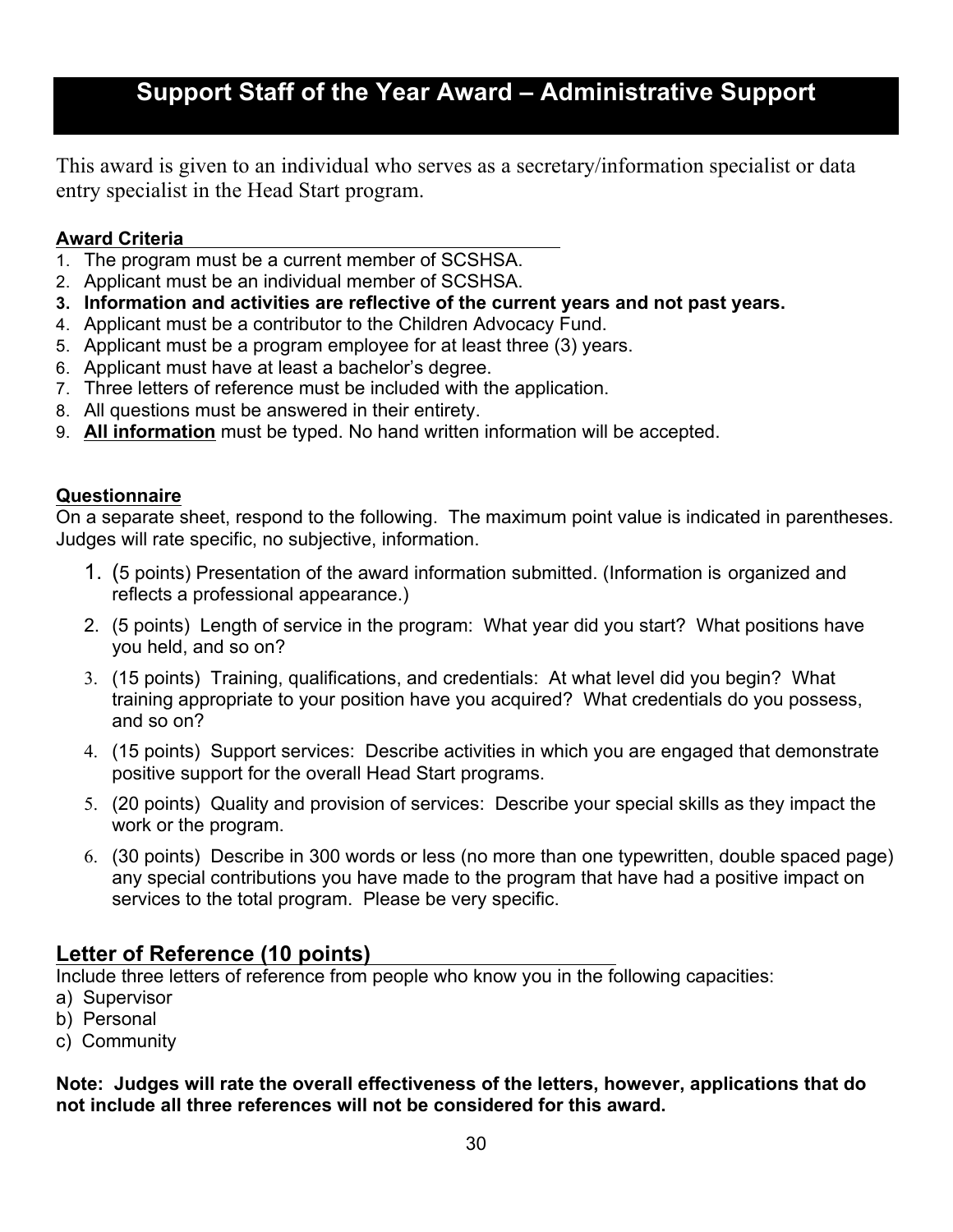# Support Staff of the Year Award – Administrative Support

This award is given to an individual who serves as a secretary/information specialist or data entry specialist in the Head Start program.

**Award Criteria**

1. The program must be a current member of SCSHSA.
2. Applicant must be an individual member of SCSHSA.
3. **Information and activities are reflective of the current years and not past years.**
4. Applicant must be a contributor to the Children Advocacy Fund.
5. Applicant must be a program employee for at least three (3) years.
6. Applicant must have at least a bachelor's degree.
7. Three letters of reference must be included with the application.
8. All questions must be answered in their entirety.
9. **<u>All information</u>** must be typed. No hand written information will be accepted.

**Questionnaire**

On a separate sheet, respond to the following. The maximum point value is indicated in parentheses. Judges will rate specific, no subjective, information.

1. (5 points) Presentation of the award information submitted. (Information is organized and reflects a professional appearance.)
2. (5 points) Length of service in the program: What year did you start? What positions have you held, and so on?
3. (15 points) Training, qualifications, and credentials: At what level did you begin? What training appropriate to your position have you acquired? What credentials do you possess, and so on?
4. (15 points) Support services: Describe activities in which you are engaged that demonstrate positive support for the overall Head Start programs.
5. (20 points) Quality and provision of services: Describe your special skills as they impact the work or the program.
6. (30 points) Describe in 300 words or less (no more than one typewritten, double spaced page) any special contributions you have made to the program that have had a positive impact on services to the total program. Please be very specific.

## Letter of Reference (10 points)

Include three letters of reference from people who know you in the following capacities:

a) Supervisor
b) Personal
c) Community

**Note: Judges will rate the overall effectiveness of the letters, however, applications that do not include all three references will not be considered for this award.**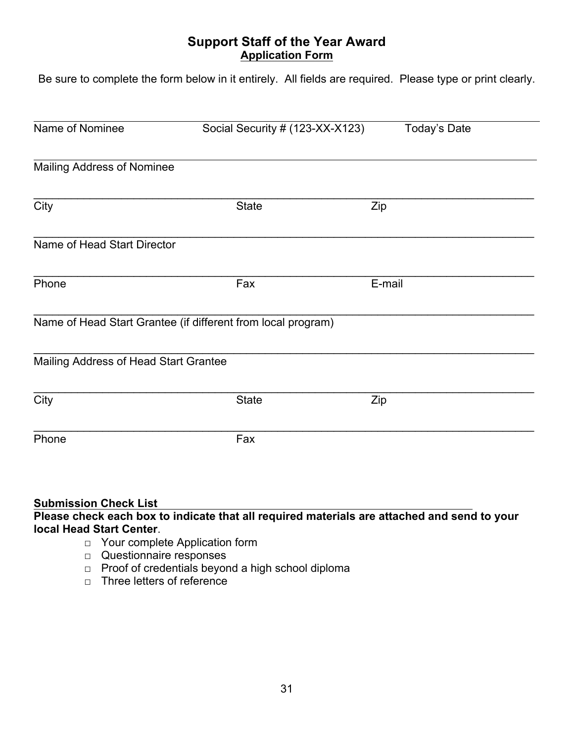## Support Staff of the Year Award

**Application Form**

Be sure to complete the form below in it entirely. All fields are required. Please type or print clearly.

______________________________________________________________________________
Name of Nominee Social Security # (123-XX-X123) Today's Date

______________________________________________________________________________
Mailing Address of Nominee

______________________________________________________________________________
City State Zip

______________________________________________________________________________
Name of Head Start Director

______________________________________________________________________________
Phone Fax E-mail

______________________________________________________________________________
Name of Head Start Grantee (if different from local program)

______________________________________________________________________________
Mailing Address of Head Start Grantee

______________________________________________________________________________
City State Zip

______________________________________________________________________________
Phone Fax

**Submission Check List**

**Please check each box to indicate that all required materials are attached and send to your local Head Start Center**.

- □ Your complete Application form
- □ Questionnaire responses
- □ Proof of credentials beyond a high school diploma
- □ Three letters of reference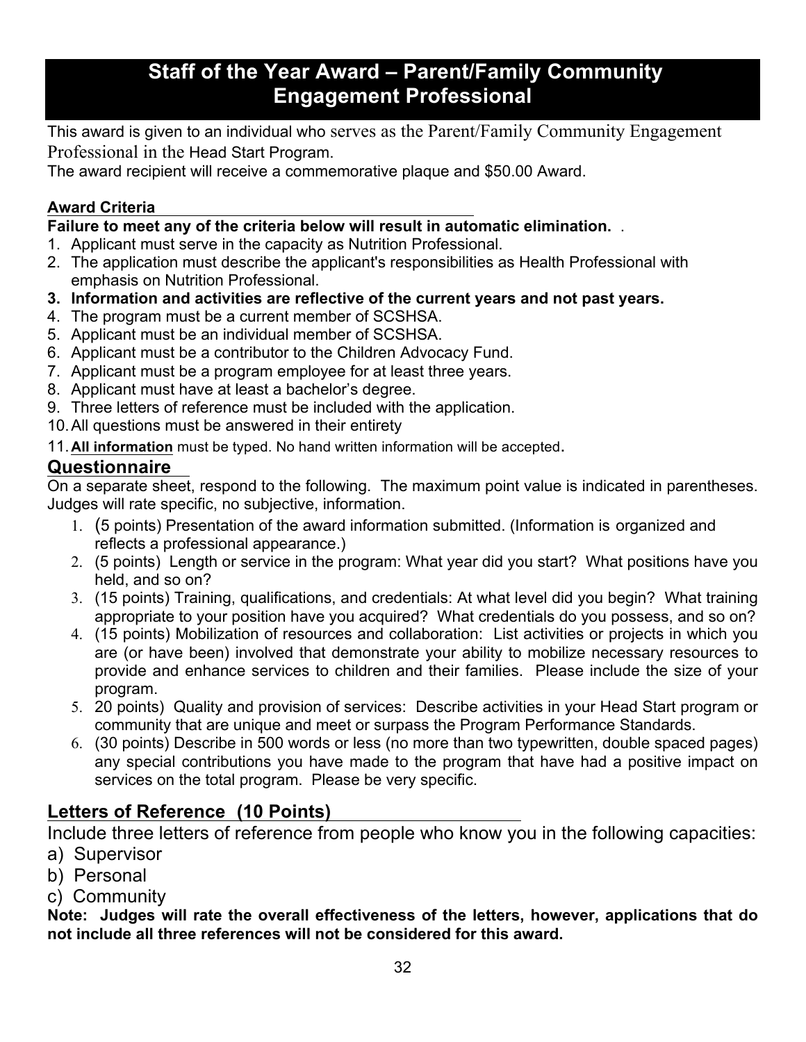# Staff of the Year Award – Parent/Family Community Engagement Professional

This award is given to an individual who serves as the Parent/Family Community Engagement Professional in the Head Start Program.
The award recipient will receive a commemorative plaque and $50.00 Award.

**Award Criteria**

**Failure to meet any of the criteria below will result in automatic elimination.** .

1. Applicant must serve in the capacity as Nutrition Professional.
2. The application must describe the applicant's responsibilities as Health Professional with emphasis on Nutrition Professional.
3. **Information and activities are reflective of the current years and not past years.**
4. The program must be a current member of SCSHSA.
5. Applicant must be an individual member of SCSHSA.
6. Applicant must be a contributor to the Children Advocacy Fund.
7. Applicant must be a program employee for at least three years.
8. Applicant must have at least a bachelor's degree.
9. Three letters of reference must be included with the application.
10. All questions must be answered in their entirety
11. **All information** must be typed. No hand written information will be accepted.

## Questionnaire

On a separate sheet, respond to the following. The maximum point value is indicated in parentheses. Judges will rate specific, no subjective, information.

1. (5 points) Presentation of the award information submitted. (Information is organized and reflects a professional appearance.)
2. (5 points) Length or service in the program: What year did you start? What positions have you held, and so on?
3. (15 points) Training, qualifications, and credentials: At what level did you begin? What training appropriate to your position have you acquired? What credentials do you possess, and so on?
4. (15 points) Mobilization of resources and collaboration: List activities or projects in which you are (or have been) involved that demonstrate your ability to mobilize necessary resources to provide and enhance services to children and their families. Please include the size of your program.
5. 20 points) Quality and provision of services: Describe activities in your Head Start program or community that are unique and meet or surpass the Program Performance Standards.
6. (30 points) Describe in 500 words or less (no more than two typewritten, double spaced pages) any special contributions you have made to the program that have had a positive impact on services on the total program. Please be very specific.

## Letters of Reference (10 Points)

Include three letters of reference from people who know you in the following capacities:

a) Supervisor
b) Personal
c) Community

**Note: Judges will rate the overall effectiveness of the letters, however, applications that do not include all three references will not be considered for this award.**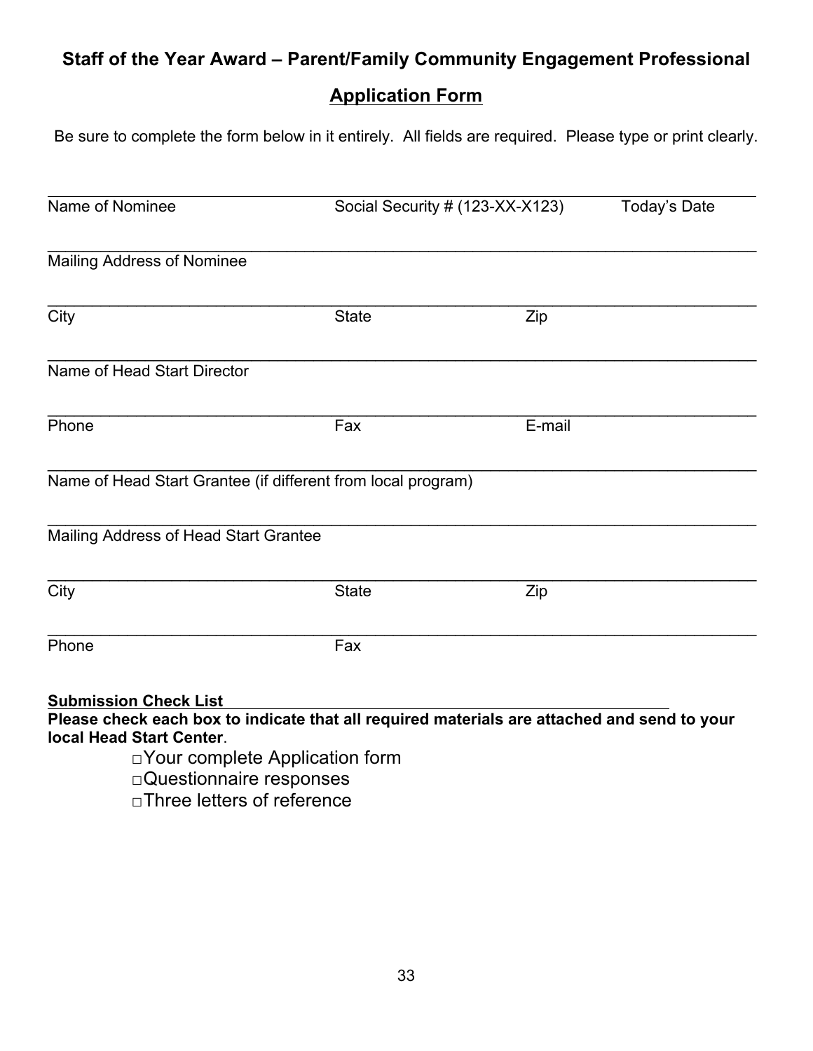## Staff of the Year Award – Parent/Family Community Engagement Professional

## Application Form

Be sure to complete the form below in it entirely. All fields are required. Please type or print clearly.

\_\_\_\_\_\_\_\_\_\_\_\_\_\_\_\_\_\_\_\_\_\_\_\_\_\_\_\_\_\_\_\_\_\_\_\_\_\_\_\_\_\_\_\_\_\_\_\_\_\_\_\_\_\_\_\_\_\_\_\_\_\_\_\_\_\_\_\_\_\_\_\_\_\_\_\_
Name of Nominee | Social Security # (123-XX-X123) | Today's Date

\_\_\_\_\_\_\_\_\_\_\_\_\_\_\_\_\_\_\_\_\_\_\_\_\_\_\_\_\_\_\_\_\_\_\_\_\_\_\_\_\_\_\_\_\_\_\_\_\_\_\_\_\_\_\_\_\_\_\_\_\_\_\_\_\_\_\_\_\_\_\_\_\_\_\_\_
Mailing Address of Nominee

\_\_\_\_\_\_\_\_\_\_\_\_\_\_\_\_\_\_\_\_\_\_\_\_\_\_\_\_\_\_\_\_\_\_\_\_\_\_\_\_\_\_\_\_\_\_\_\_\_\_\_\_\_\_\_\_\_\_\_\_\_\_\_\_\_\_\_\_\_\_\_\_\_\_\_\_
City | State | Zip

\_\_\_\_\_\_\_\_\_\_\_\_\_\_\_\_\_\_\_\_\_\_\_\_\_\_\_\_\_\_\_\_\_\_\_\_\_\_\_\_\_\_\_\_\_\_\_\_\_\_\_\_\_\_\_\_\_\_\_\_\_\_\_\_\_\_\_\_\_\_\_\_\_\_\_\_
Name of Head Start Director

\_\_\_\_\_\_\_\_\_\_\_\_\_\_\_\_\_\_\_\_\_\_\_\_\_\_\_\_\_\_\_\_\_\_\_\_\_\_\_\_\_\_\_\_\_\_\_\_\_\_\_\_\_\_\_\_\_\_\_\_\_\_\_\_\_\_\_\_\_\_\_\_\_\_\_\_
Phone | Fax | E-mail

\_\_\_\_\_\_\_\_\_\_\_\_\_\_\_\_\_\_\_\_\_\_\_\_\_\_\_\_\_\_\_\_\_\_\_\_\_\_\_\_\_\_\_\_\_\_\_\_\_\_\_\_\_\_\_\_\_\_\_\_\_\_\_\_\_\_\_\_\_\_\_\_\_\_\_\_
Name of Head Start Grantee (if different from local program)

\_\_\_\_\_\_\_\_\_\_\_\_\_\_\_\_\_\_\_\_\_\_\_\_\_\_\_\_\_\_\_\_\_\_\_\_\_\_\_\_\_\_\_\_\_\_\_\_\_\_\_\_\_\_\_\_\_\_\_\_\_\_\_\_\_\_\_\_\_\_\_\_\_\_\_\_
Mailing Address of Head Start Grantee

\_\_\_\_\_\_\_\_\_\_\_\_\_\_\_\_\_\_\_\_\_\_\_\_\_\_\_\_\_\_\_\_\_\_\_\_\_\_\_\_\_\_\_\_\_\_\_\_\_\_\_\_\_\_\_\_\_\_\_\_\_\_\_\_\_\_\_\_\_\_\_\_\_\_\_\_
City | State | Zip

\_\_\_\_\_\_\_\_\_\_\_\_\_\_\_\_\_\_\_\_\_\_\_\_\_\_\_\_\_\_\_\_\_\_\_\_\_\_\_\_\_\_\_\_\_\_\_\_\_\_\_\_\_\_\_\_\_\_\_\_\_\_\_\_\_\_\_\_\_\_\_\_\_\_\_\_
Phone | Fax

**Submission Check List**

**Please check each box to indicate that all required materials are attached and send to your local Head Start Center**.

- □ Your complete Application form
- □ Questionnaire responses
- □ Three letters of reference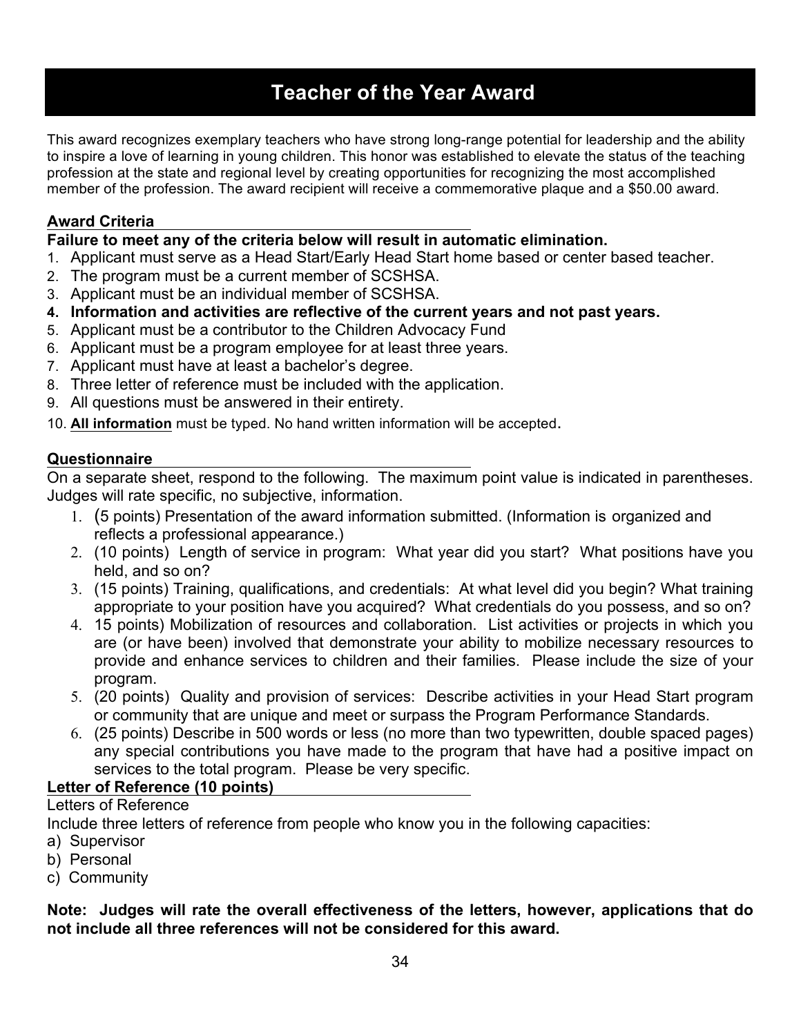# Teacher of the Year Award

This award recognizes exemplary teachers who have strong long-range potential for leadership and the ability to inspire a love of learning in young children. This honor was established to elevate the status of the teaching profession at the state and regional level by creating opportunities for recognizing the most accomplished member of the profession. The award recipient will receive a commemorative plaque and a $50.00 award.

## Award Criteria

**Failure to meet any of the criteria below will result in automatic elimination.**

1. Applicant must serve as a Head Start/Early Head Start home based or center based teacher.
2. The program must be a current member of SCSHSA.
3. Applicant must be an individual member of SCSHSA.
4. **Information and activities are reflective of the current years and not past years.**
5. Applicant must be a contributor to the Children Advocacy Fund
6. Applicant must be a program employee for at least three years.
7. Applicant must have at least a bachelor's degree.
8. Three letter of reference must be included with the application.
9. All questions must be answered in their entirety.
10. **All information** must be typed. No hand written information will be accepted.

## Questionnaire

On a separate sheet, respond to the following. The maximum point value is indicated in parentheses. Judges will rate specific, no subjective, information.

1. (5 points) Presentation of the award information submitted. (Information is organized and reflects a professional appearance.)
2. (10 points) Length of service in program: What year did you start? What positions have you held, and so on?
3. (15 points) Training, qualifications, and credentials: At what level did you begin? What training appropriate to your position have you acquired? What credentials do you possess, and so on?
4. 15 points) Mobilization of resources and collaboration. List activities or projects in which you are (or have been) involved that demonstrate your ability to mobilize necessary resources to provide and enhance services to children and their families. Please include the size of your program.
5. (20 points) Quality and provision of services: Describe activities in your Head Start program or community that are unique and meet or surpass the Program Performance Standards.
6. (25 points) Describe in 500 words or less (no more than two typewritten, double spaced pages) any special contributions you have made to the program that have had a positive impact on services to the total program. Please be very specific.

## Letter of Reference (10 points)

Letters of Reference

Include three letters of reference from people who know you in the following capacities:

a) Supervisor
b) Personal
c) Community

**Note: Judges will rate the overall effectiveness of the letters, however, applications that do not include all three references will not be considered for this award.**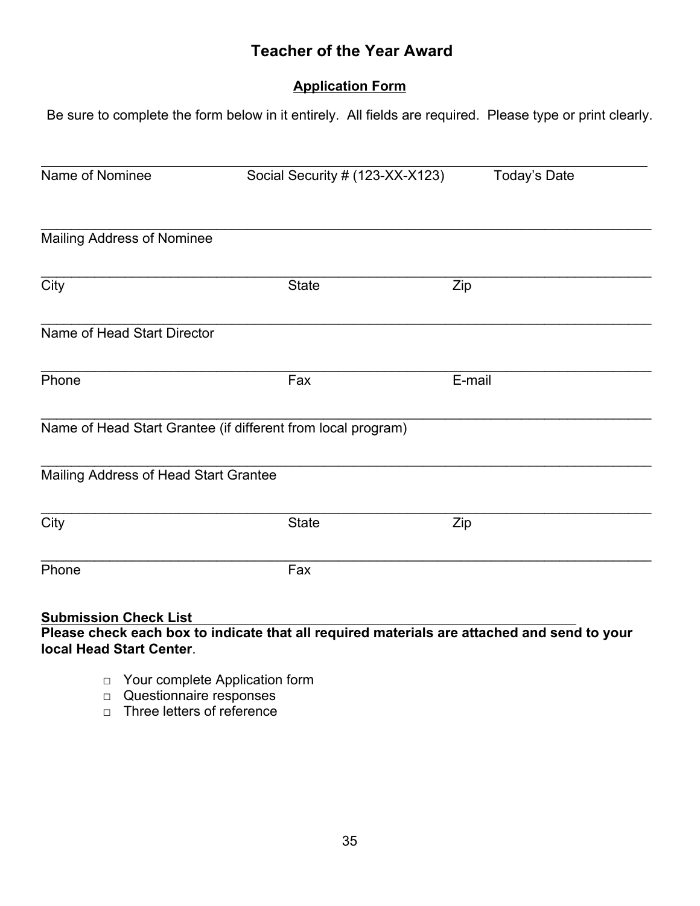# Teacher of the Year Award

## Application Form

Be sure to complete the form below in it entirely. All fields are required. Please type or print clearly.

______________________________________________________________________________

Name of Nominee                    Social Security # (123-XX-X123)                    Today's Date

______________________________________________________________________________

Mailing Address of Nominee

______________________________________________________________________________

City                    State                    Zip

______________________________________________________________________________

Name of Head Start Director

______________________________________________________________________________

Phone                    Fax                    E-mail

______________________________________________________________________________

Name of Head Start Grantee (if different from local program)

______________________________________________________________________________

Mailing Address of Head Start Grantee

______________________________________________________________________________

City                    State                    Zip

______________________________________________________________________________

Phone                    Fax

**Submission Check List**

**Please check each box to indicate that all required materials are attached and send to your local Head Start Center**.

- □ Your complete Application form
- □ Questionnaire responses
- □ Three letters of reference